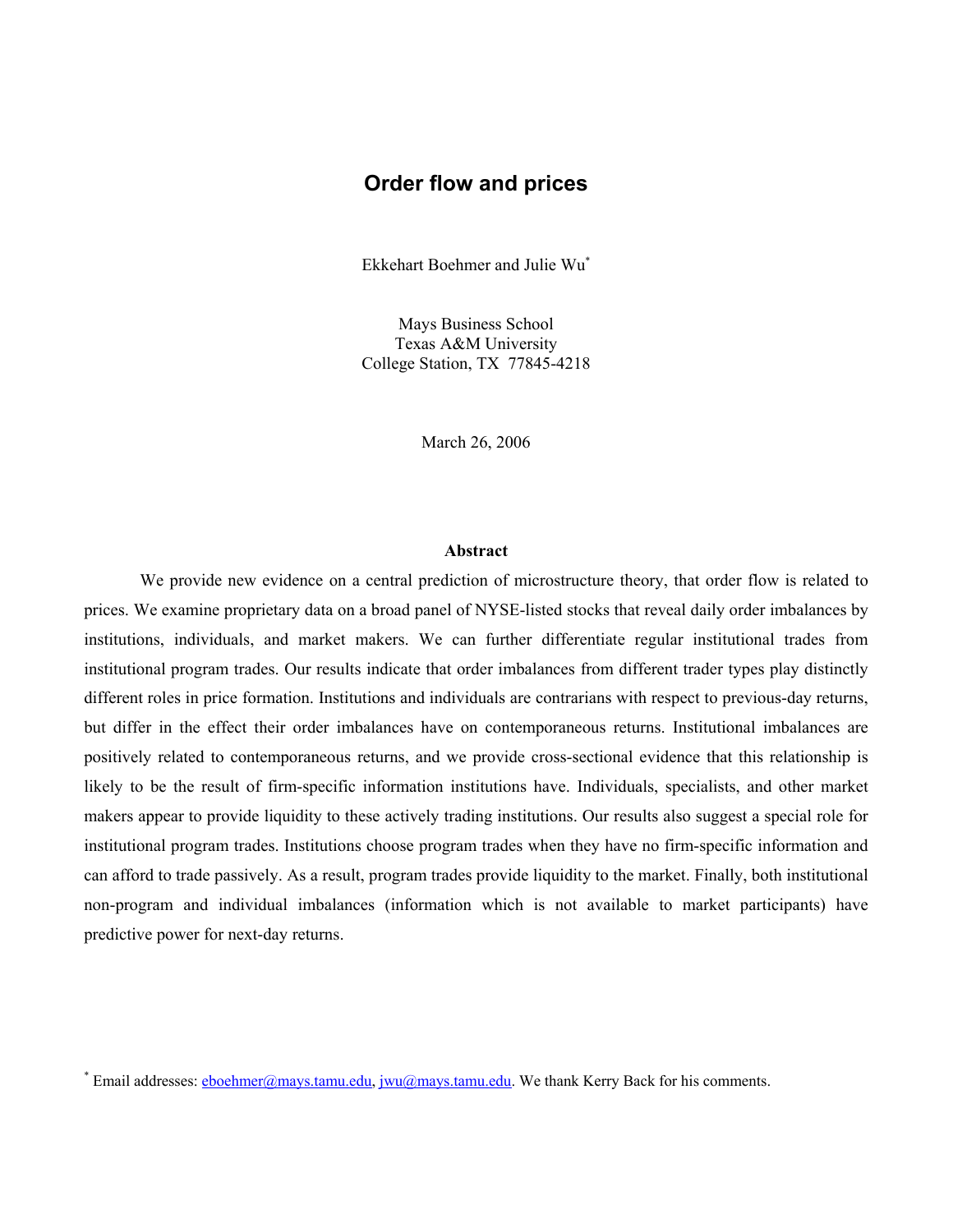# Order flow and prices

Ekkehart Boehmer and Julie Wu*

Mays Business School
Texas A&M University
College Station, TX 77845-4218

March 26, 2006

### Abstract

We provide new evidence on a central prediction of microstructure theory, that order flow is related to prices. We examine proprietary data on a broad panel of NYSE-listed stocks that reveal daily order imbalances by institutions, individuals, and market makers. We can further differentiate regular institutional trades from institutional program trades. Our results indicate that order imbalances from different trader types play distinctly different roles in price formation. Institutions and individuals are contrarians with respect to previous-day returns, but differ in the effect their order imbalances have on contemporaneous returns. Institutional imbalances are positively related to contemporaneous returns, and we provide cross-sectional evidence that this relationship is likely to be the result of firm-specific information institutions have. Individuals, specialists, and other market makers appear to provide liquidity to these actively trading institutions. Our results also suggest a special role for institutional program trades. Institutions choose program trades when they have no firm-specific information and can afford to trade passively. As a result, program trades provide liquidity to the market. Finally, both institutional non-program and individual imbalances (information which is not available to market participants) have predictive power for next-day returns.

* Email addresses: eboehmer@mays.tamu.edu, jwu@mays.tamu.edu. We thank Kerry Back for his comments.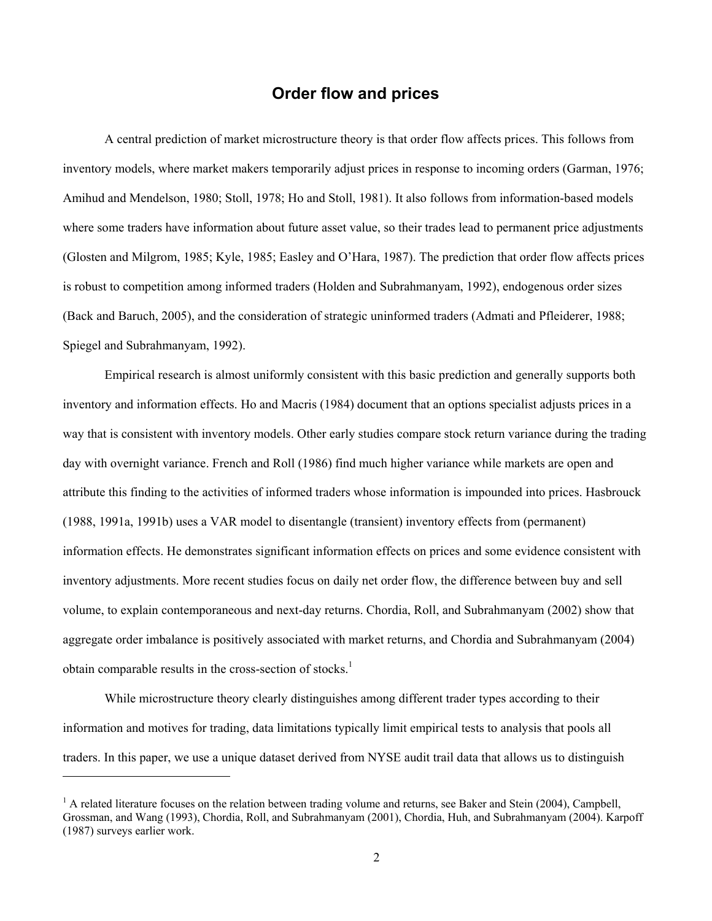# Order flow and prices

A central prediction of market microstructure theory is that order flow affects prices. This follows from inventory models, where market makers temporarily adjust prices in response to incoming orders (Garman, 1976; Amihud and Mendelson, 1980; Stoll, 1978; Ho and Stoll, 1981). It also follows from information-based models where some traders have information about future asset value, so their trades lead to permanent price adjustments (Glosten and Milgrom, 1985; Kyle, 1985; Easley and O'Hara, 1987). The prediction that order flow affects prices is robust to competition among informed traders (Holden and Subrahmanyam, 1992), endogenous order sizes (Back and Baruch, 2005), and the consideration of strategic uninformed traders (Admati and Pfleiderer, 1988; Spiegel and Subrahmanyam, 1992).

Empirical research is almost uniformly consistent with this basic prediction and generally supports both inventory and information effects. Ho and Macris (1984) document that an options specialist adjusts prices in a way that is consistent with inventory models. Other early studies compare stock return variance during the trading day with overnight variance. French and Roll (1986) find much higher variance while markets are open and attribute this finding to the activities of informed traders whose information is impounded into prices. Hasbrouck (1988, 1991a, 1991b) uses a VAR model to disentangle (transient) inventory effects from (permanent) information effects. He demonstrates significant information effects on prices and some evidence consistent with inventory adjustments. More recent studies focus on daily net order flow, the difference between buy and sell volume, to explain contemporaneous and next-day returns. Chordia, Roll, and Subrahmanyam (2002) show that aggregate order imbalance is positively associated with market returns, and Chordia and Subrahmanyam (2004) obtain comparable results in the cross-section of stocks.[1]

While microstructure theory clearly distinguishes among different trader types according to their information and motives for trading, data limitations typically limit empirical tests to analysis that pools all traders. In this paper, we use a unique dataset derived from NYSE audit trail data that allows us to distinguish

[1] A related literature focuses on the relation between trading volume and returns, see Baker and Stein (2004), Campbell, Grossman, and Wang (1993), Chordia, Roll, and Subrahmanyam (2001), Chordia, Huh, and Subrahmanyam (2004). Karpoff (1987) surveys earlier work.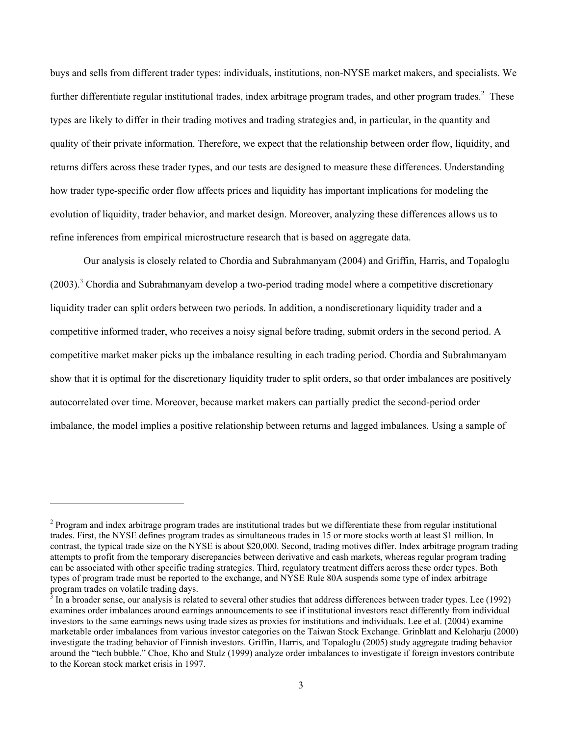buys and sells from different trader types: individuals, institutions, non-NYSE market makers, and specialists. We further differentiate regular institutional trades, index arbitrage program trades, and other program trades.[2] These types are likely to differ in their trading motives and trading strategies and, in particular, in the quantity and quality of their private information. Therefore, we expect that the relationship between order flow, liquidity, and returns differs across these trader types, and our tests are designed to measure these differences. Understanding how trader type-specific order flow affects prices and liquidity has important implications for modeling the evolution of liquidity, trader behavior, and market design. Moreover, analyzing these differences allows us to refine inferences from empirical microstructure research that is based on aggregate data.

Our analysis is closely related to Chordia and Subrahmanyam (2004) and Griffin, Harris, and Topaloglu (2003).[3] Chordia and Subrahmanyam develop a two-period trading model where a competitive discretionary liquidity trader can split orders between two periods. In addition, a nondiscretionary liquidity trader and a competitive informed trader, who receives a noisy signal before trading, submit orders in the second period. A competitive market maker picks up the imbalance resulting in each trading period. Chordia and Subrahmanyam show that it is optimal for the discretionary liquidity trader to split orders, so that order imbalances are positively autocorrelated over time. Moreover, because market makers can partially predict the second-period order imbalance, the model implies a positive relationship between returns and lagged imbalances. Using a sample of

---

[2] Program and index arbitrage program trades are institutional trades but we differentiate these from regular institutional trades. First, the NYSE defines program trades as simultaneous trades in 15 or more stocks worth at least $1 million. In contrast, the typical trade size on the NYSE is about $20,000. Second, trading motives differ. Index arbitrage program trading attempts to profit from the temporary discrepancies between derivative and cash markets, whereas regular program trading can be associated with other specific trading strategies. Third, regulatory treatment differs across these order types. Both types of program trade must be reported to the exchange, and NYSE Rule 80A suspends some type of index arbitrage program trades on volatile trading days.

[3] In a broader sense, our analysis is related to several other studies that address differences between trader types. Lee (1992) examines order imbalances around earnings announcements to see if institutional investors react differently from individual investors to the same earnings news using trade sizes as proxies for institutions and individuals. Lee et al. (2004) examine marketable order imbalances from various investor categories on the Taiwan Stock Exchange. Grinblatt and Keloharju (2000) investigate the trading behavior of Finnish investors. Griffin, Harris, and Topaloglu (2005) study aggregate trading behavior around the "tech bubble." Choe, Kho and Stulz (1999) analyze order imbalances to investigate if foreign investors contribute to the Korean stock market crisis in 1997.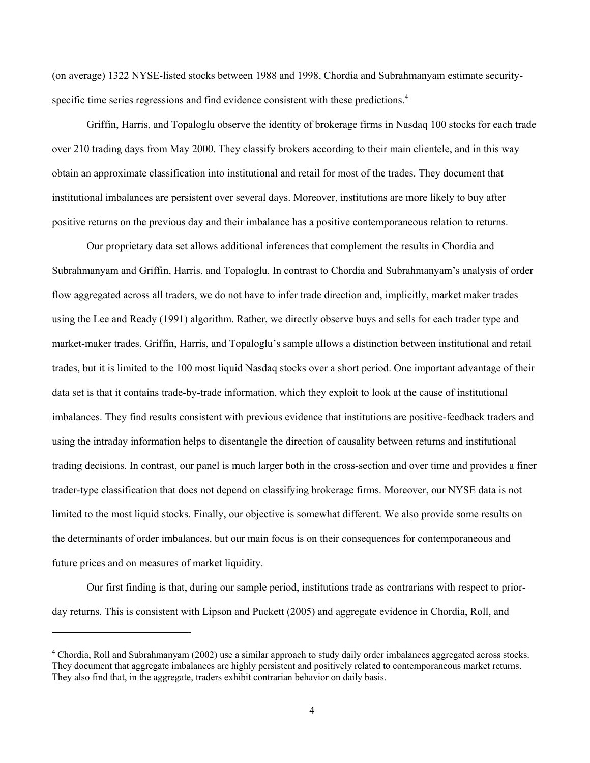(on average) 1322 NYSE-listed stocks between 1988 and 1998, Chordia and Subrahmanyam estimate security-specific time series regressions and find evidence consistent with these predictions.[4]

Griffin, Harris, and Topaloglu observe the identity of brokerage firms in Nasdaq 100 stocks for each trade over 210 trading days from May 2000. They classify brokers according to their main clientele, and in this way obtain an approximate classification into institutional and retail for most of the trades. They document that institutional imbalances are persistent over several days. Moreover, institutions are more likely to buy after positive returns on the previous day and their imbalance has a positive contemporaneous relation to returns.

Our proprietary data set allows additional inferences that complement the results in Chordia and Subrahmanyam and Griffin, Harris, and Topaloglu. In contrast to Chordia and Subrahmanyam's analysis of order flow aggregated across all traders, we do not have to infer trade direction and, implicitly, market maker trades using the Lee and Ready (1991) algorithm. Rather, we directly observe buys and sells for each trader type and market-maker trades. Griffin, Harris, and Topaloglu's sample allows a distinction between institutional and retail trades, but it is limited to the 100 most liquid Nasdaq stocks over a short period. One important advantage of their data set is that it contains trade-by-trade information, which they exploit to look at the cause of institutional imbalances. They find results consistent with previous evidence that institutions are positive-feedback traders and using the intraday information helps to disentangle the direction of causality between returns and institutional trading decisions. In contrast, our panel is much larger both in the cross-section and over time and provides a finer trader-type classification that does not depend on classifying brokerage firms. Moreover, our NYSE data is not limited to the most liquid stocks. Finally, our objective is somewhat different. We also provide some results on the determinants of order imbalances, but our main focus is on their consequences for contemporaneous and future prices and on measures of market liquidity.

Our first finding is that, during our sample period, institutions trade as contrarians with respect to prior-day returns. This is consistent with Lipson and Puckett (2005) and aggregate evidence in Chordia, Roll, and

---

[4] Chordia, Roll and Subrahmanyam (2002) use a similar approach to study daily order imbalances aggregated across stocks. They document that aggregate imbalances are highly persistent and positively related to contemporaneous market returns. They also find that, in the aggregate, traders exhibit contrarian behavior on daily basis.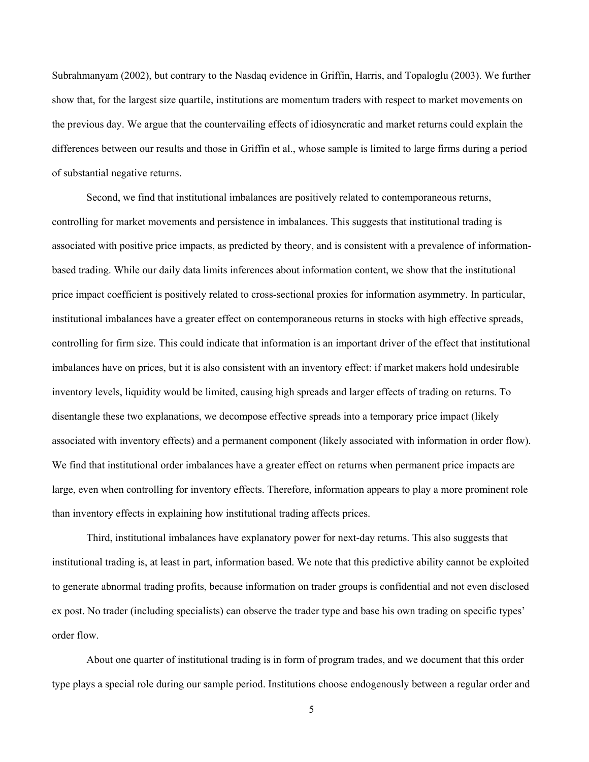Subrahmanyam (2002), but contrary to the Nasdaq evidence in Griffin, Harris, and Topaloglu (2003). We further show that, for the largest size quartile, institutions are momentum traders with respect to market movements on the previous day. We argue that the countervailing effects of idiosyncratic and market returns could explain the differences between our results and those in Griffin et al., whose sample is limited to large firms during a period of substantial negative returns.

Second, we find that institutional imbalances are positively related to contemporaneous returns, controlling for market movements and persistence in imbalances. This suggests that institutional trading is associated with positive price impacts, as predicted by theory, and is consistent with a prevalence of information-based trading. While our daily data limits inferences about information content, we show that the institutional price impact coefficient is positively related to cross-sectional proxies for information asymmetry. In particular, institutional imbalances have a greater effect on contemporaneous returns in stocks with high effective spreads, controlling for firm size. This could indicate that information is an important driver of the effect that institutional imbalances have on prices, but it is also consistent with an inventory effect: if market makers hold undesirable inventory levels, liquidity would be limited, causing high spreads and larger effects of trading on returns. To disentangle these two explanations, we decompose effective spreads into a temporary price impact (likely associated with inventory effects) and a permanent component (likely associated with information in order flow). We find that institutional order imbalances have a greater effect on returns when permanent price impacts are large, even when controlling for inventory effects. Therefore, information appears to play a more prominent role than inventory effects in explaining how institutional trading affects prices.

Third, institutional imbalances have explanatory power for next-day returns. This also suggests that institutional trading is, at least in part, information based. We note that this predictive ability cannot be exploited to generate abnormal trading profits, because information on trader groups is confidential and not even disclosed ex post. No trader (including specialists) can observe the trader type and base his own trading on specific types' order flow.

About one quarter of institutional trading is in form of program trades, and we document that this order type plays a special role during our sample period. Institutions choose endogenously between a regular order and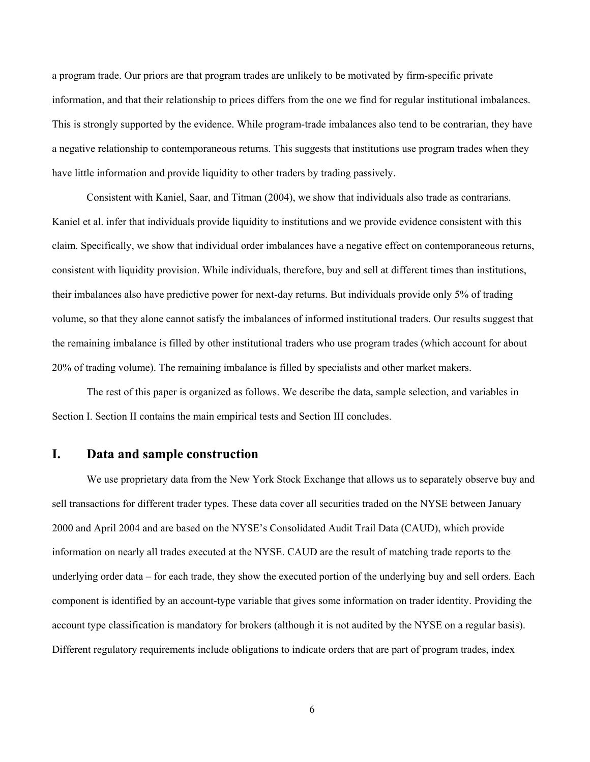a program trade. Our priors are that program trades are unlikely to be motivated by firm-specific private information, and that their relationship to prices differs from the one we find for regular institutional imbalances. This is strongly supported by the evidence. While program-trade imbalances also tend to be contrarian, they have a negative relationship to contemporaneous returns. This suggests that institutions use program trades when they have little information and provide liquidity to other traders by trading passively.

Consistent with Kaniel, Saar, and Titman (2004), we show that individuals also trade as contrarians. Kaniel et al. infer that individuals provide liquidity to institutions and we provide evidence consistent with this claim. Specifically, we show that individual order imbalances have a negative effect on contemporaneous returns, consistent with liquidity provision. While individuals, therefore, buy and sell at different times than institutions, their imbalances also have predictive power for next-day returns. But individuals provide only 5% of trading volume, so that they alone cannot satisfy the imbalances of informed institutional traders. Our results suggest that the remaining imbalance is filled by other institutional traders who use program trades (which account for about 20% of trading volume). The remaining imbalance is filled by specialists and other market makers.

The rest of this paper is organized as follows. We describe the data, sample selection, and variables in Section I. Section II contains the main empirical tests and Section III concludes.

# I. Data and sample construction

We use proprietary data from the New York Stock Exchange that allows us to separately observe buy and sell transactions for different trader types. These data cover all securities traded on the NYSE between January 2000 and April 2004 and are based on the NYSE's Consolidated Audit Trail Data (CAUD), which provide information on nearly all trades executed at the NYSE. CAUD are the result of matching trade reports to the underlying order data – for each trade, they show the executed portion of the underlying buy and sell orders. Each component is identified by an account-type variable that gives some information on trader identity. Providing the account type classification is mandatory for brokers (although it is not audited by the NYSE on a regular basis). Different regulatory requirements include obligations to indicate orders that are part of program trades, index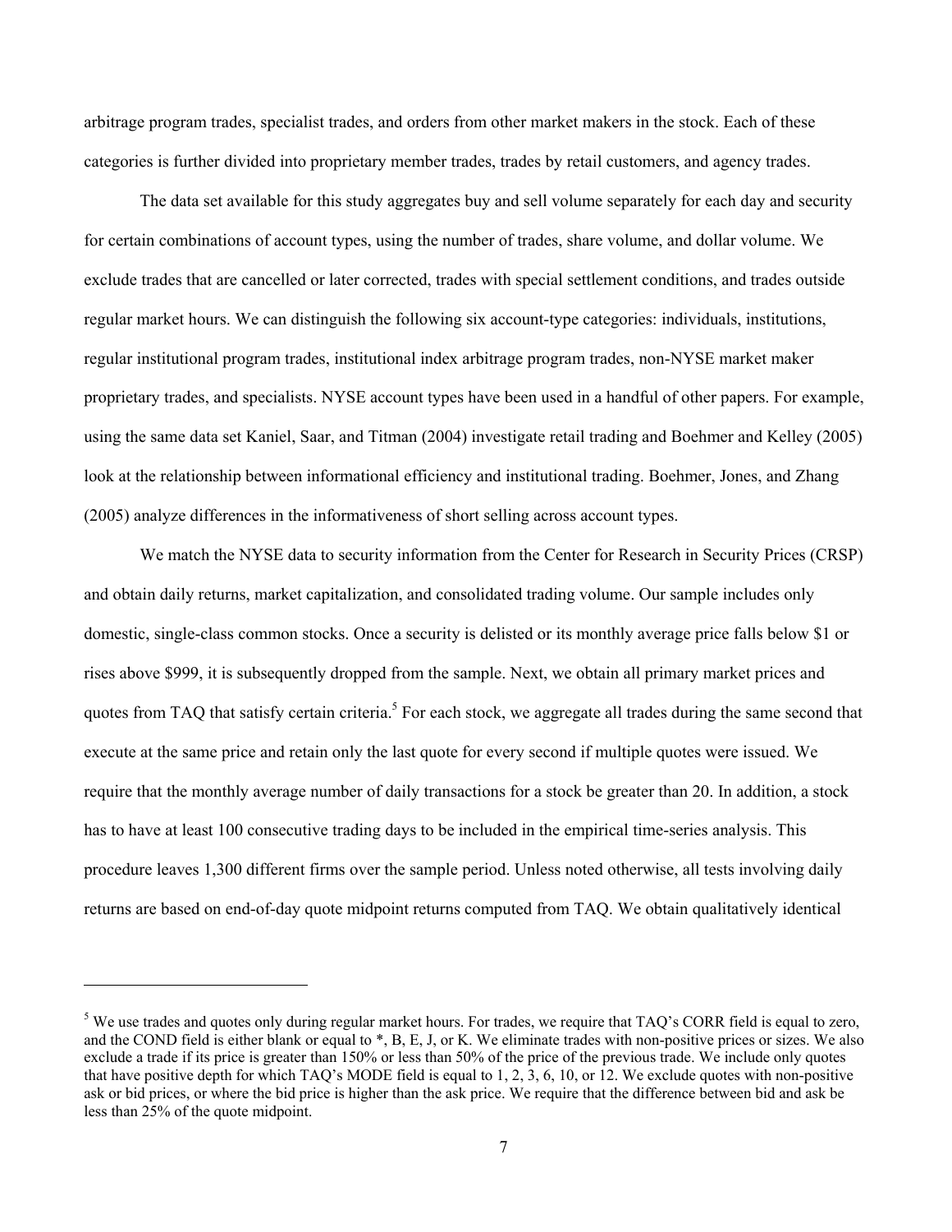arbitrage program trades, specialist trades, and orders from other market makers in the stock. Each of these categories is further divided into proprietary member trades, trades by retail customers, and agency trades.

The data set available for this study aggregates buy and sell volume separately for each day and security for certain combinations of account types, using the number of trades, share volume, and dollar volume. We exclude trades that are cancelled or later corrected, trades with special settlement conditions, and trades outside regular market hours. We can distinguish the following six account-type categories: individuals, institutions, regular institutional program trades, institutional index arbitrage program trades, non-NYSE market maker proprietary trades, and specialists. NYSE account types have been used in a handful of other papers. For example, using the same data set Kaniel, Saar, and Titman (2004) investigate retail trading and Boehmer and Kelley (2005) look at the relationship between informational efficiency and institutional trading. Boehmer, Jones, and Zhang (2005) analyze differences in the informativeness of short selling across account types.

We match the NYSE data to security information from the Center for Research in Security Prices (CRSP) and obtain daily returns, market capitalization, and consolidated trading volume. Our sample includes only domestic, single-class common stocks. Once a security is delisted or its monthly average price falls below $1 or rises above $999, it is subsequently dropped from the sample. Next, we obtain all primary market prices and quotes from TAQ that satisfy certain criteria.[5] For each stock, we aggregate all trades during the same second that execute at the same price and retain only the last quote for every second if multiple quotes were issued. We require that the monthly average number of daily transactions for a stock be greater than 20. In addition, a stock has to have at least 100 consecutive trading days to be included in the empirical time-series analysis. This procedure leaves 1,300 different firms over the sample period. Unless noted otherwise, all tests involving daily returns are based on end-of-day quote midpoint returns computed from TAQ. We obtain qualitatively identical

---

[5] We use trades and quotes only during regular market hours. For trades, we require that TAQ's CORR field is equal to zero, and the COND field is either blank or equal to *, B, E, J, or K. We eliminate trades with non-positive prices or sizes. We also exclude a trade if its price is greater than 150% or less than 50% of the price of the previous trade. We include only quotes that have positive depth for which TAQ's MODE field is equal to 1, 2, 3, 6, 10, or 12. We exclude quotes with non-positive ask or bid prices, or where the bid price is higher than the ask price. We require that the difference between bid and ask be less than 25% of the quote midpoint.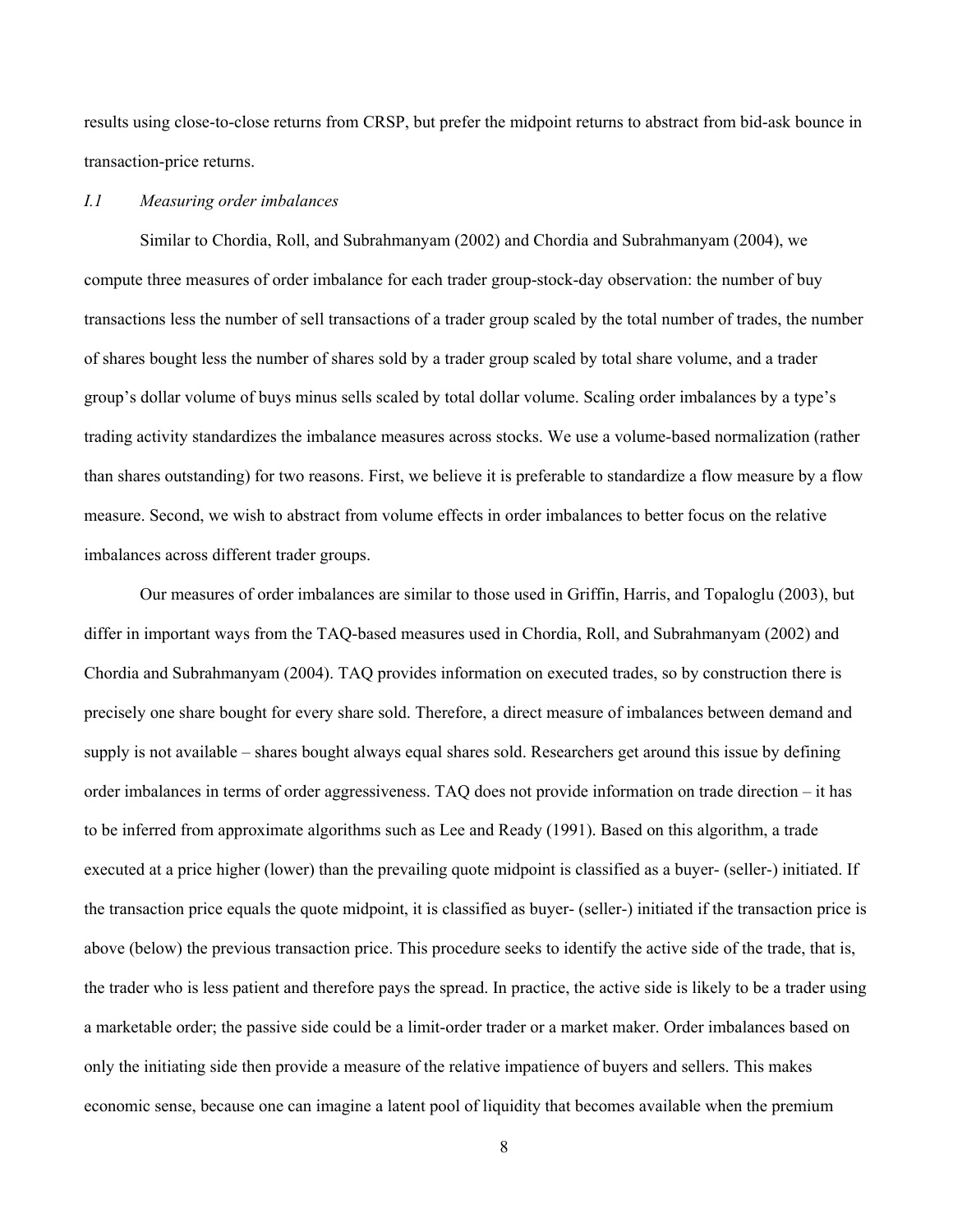results using close-to-close returns from CRSP, but prefer the midpoint returns to abstract from bid-ask bounce in transaction-price returns.

### *I.1 Measuring order imbalances*

Similar to Chordia, Roll, and Subrahmanyam (2002) and Chordia and Subrahmanyam (2004), we compute three measures of order imbalance for each trader group-stock-day observation: the number of buy transactions less the number of sell transactions of a trader group scaled by the total number of trades, the number of shares bought less the number of shares sold by a trader group scaled by total share volume, and a trader group's dollar volume of buys minus sells scaled by total dollar volume. Scaling order imbalances by a type's trading activity standardizes the imbalance measures across stocks. We use a volume-based normalization (rather than shares outstanding) for two reasons. First, we believe it is preferable to standardize a flow measure by a flow measure. Second, we wish to abstract from volume effects in order imbalances to better focus on the relative imbalances across different trader groups.

Our measures of order imbalances are similar to those used in Griffin, Harris, and Topaloglu (2003), but differ in important ways from the TAQ-based measures used in Chordia, Roll, and Subrahmanyam (2002) and Chordia and Subrahmanyam (2004). TAQ provides information on executed trades, so by construction there is precisely one share bought for every share sold. Therefore, a direct measure of imbalances between demand and supply is not available – shares bought always equal shares sold. Researchers get around this issue by defining order imbalances in terms of order aggressiveness. TAQ does not provide information on trade direction – it has to be inferred from approximate algorithms such as Lee and Ready (1991). Based on this algorithm, a trade executed at a price higher (lower) than the prevailing quote midpoint is classified as a buyer- (seller-) initiated. If the transaction price equals the quote midpoint, it is classified as buyer- (seller-) initiated if the transaction price is above (below) the previous transaction price. This procedure seeks to identify the active side of the trade, that is, the trader who is less patient and therefore pays the spread. In practice, the active side is likely to be a trader using a marketable order; the passive side could be a limit-order trader or a market maker. Order imbalances based on only the initiating side then provide a measure of the relative impatience of buyers and sellers. This makes economic sense, because one can imagine a latent pool of liquidity that becomes available when the premium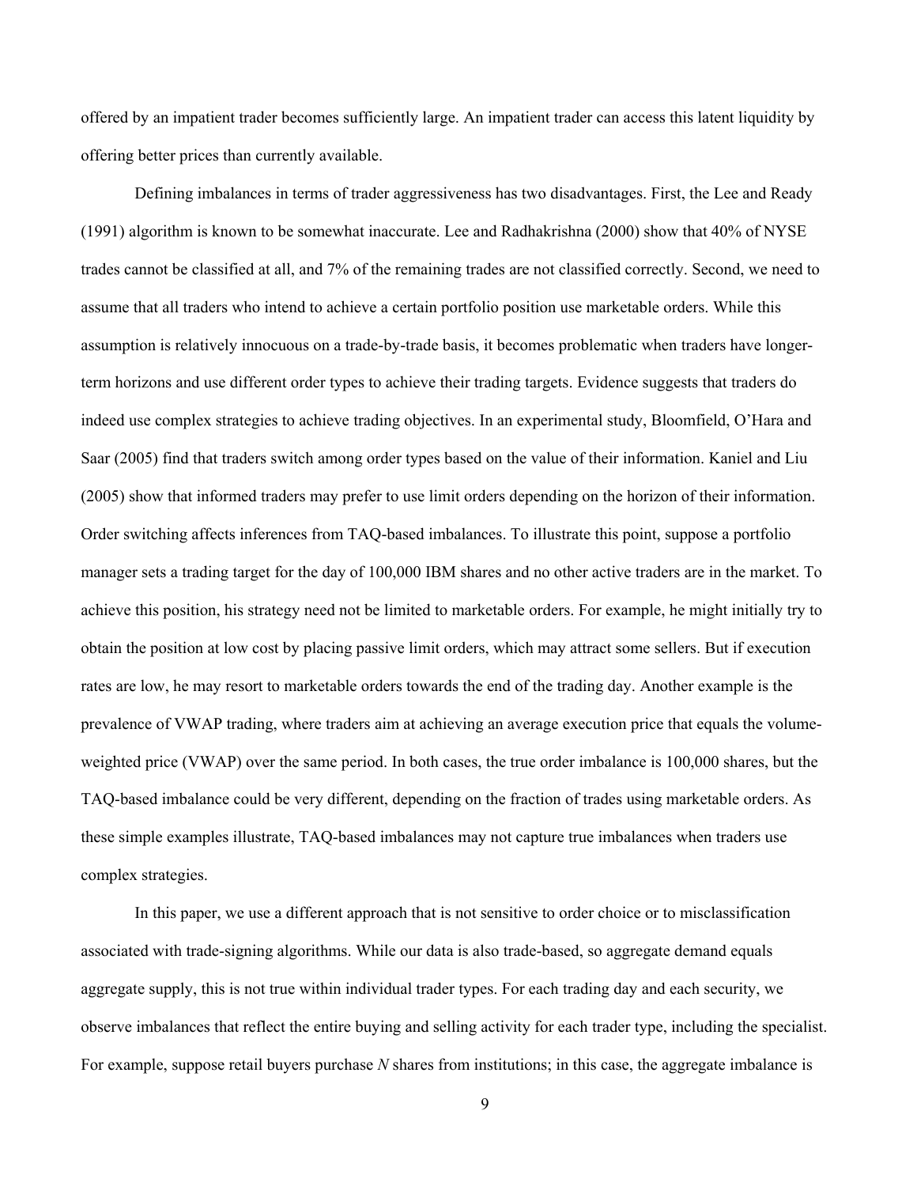offered by an impatient trader becomes sufficiently large. An impatient trader can access this latent liquidity by offering better prices than currently available.

Defining imbalances in terms of trader aggressiveness has two disadvantages. First, the Lee and Ready (1991) algorithm is known to be somewhat inaccurate. Lee and Radhakrishna (2000) show that 40% of NYSE trades cannot be classified at all, and 7% of the remaining trades are not classified correctly. Second, we need to assume that all traders who intend to achieve a certain portfolio position use marketable orders. While this assumption is relatively innocuous on a trade-by-trade basis, it becomes problematic when traders have longer-term horizons and use different order types to achieve their trading targets. Evidence suggests that traders do indeed use complex strategies to achieve trading objectives. In an experimental study, Bloomfield, O'Hara and Saar (2005) find that traders switch among order types based on the value of their information. Kaniel and Liu (2005) show that informed traders may prefer to use limit orders depending on the horizon of their information. Order switching affects inferences from TAQ-based imbalances. To illustrate this point, suppose a portfolio manager sets a trading target for the day of 100,000 IBM shares and no other active traders are in the market. To achieve this position, his strategy need not be limited to marketable orders. For example, he might initially try to obtain the position at low cost by placing passive limit orders, which may attract some sellers. But if execution rates are low, he may resort to marketable orders towards the end of the trading day. Another example is the prevalence of VWAP trading, where traders aim at achieving an average execution price that equals the volume-weighted price (VWAP) over the same period. In both cases, the true order imbalance is 100,000 shares, but the TAQ-based imbalance could be very different, depending on the fraction of trades using marketable orders. As these simple examples illustrate, TAQ-based imbalances may not capture true imbalances when traders use complex strategies.

In this paper, we use a different approach that is not sensitive to order choice or to misclassification associated with trade-signing algorithms. While our data is also trade-based, so aggregate demand equals aggregate supply, this is not true within individual trader types. For each trading day and each security, we observe imbalances that reflect the entire buying and selling activity for each trader type, including the specialist. For example, suppose retail buyers purchase $N$ shares from institutions; in this case, the aggregate imbalance is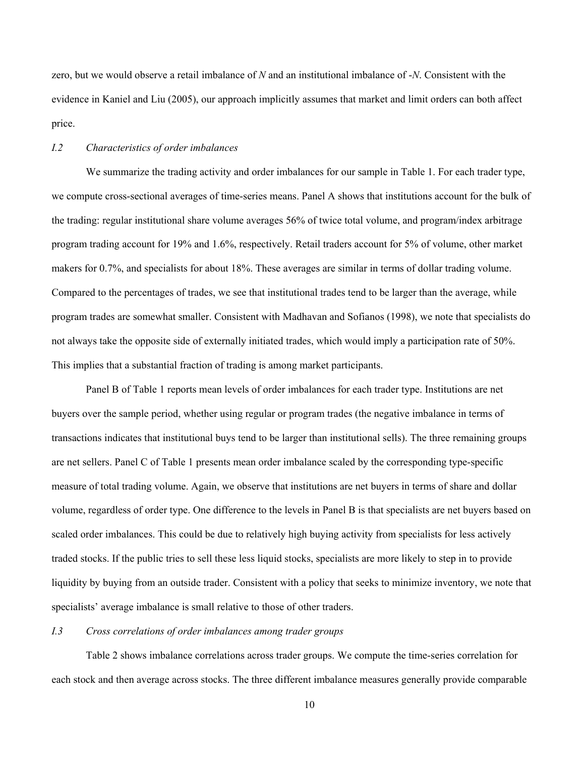zero, but we would observe a retail imbalance of *N* and an institutional imbalance of -*N*. Consistent with the evidence in Kaniel and Liu (2005), our approach implicitly assumes that market and limit orders can both affect price.

### *I.2 Characteristics of order imbalances*

We summarize the trading activity and order imbalances for our sample in Table 1. For each trader type, we compute cross-sectional averages of time-series means. Panel A shows that institutions account for the bulk of the trading: regular institutional share volume averages 56% of twice total volume, and program/index arbitrage program trading account for 19% and 1.6%, respectively. Retail traders account for 5% of volume, other market makers for 0.7%, and specialists for about 18%. These averages are similar in terms of dollar trading volume. Compared to the percentages of trades, we see that institutional trades tend to be larger than the average, while program trades are somewhat smaller. Consistent with Madhavan and Sofianos (1998), we note that specialists do not always take the opposite side of externally initiated trades, which would imply a participation rate of 50%. This implies that a substantial fraction of trading is among market participants.

Panel B of Table 1 reports mean levels of order imbalances for each trader type. Institutions are net buyers over the sample period, whether using regular or program trades (the negative imbalance in terms of transactions indicates that institutional buys tend to be larger than institutional sells). The three remaining groups are net sellers. Panel C of Table 1 presents mean order imbalance scaled by the corresponding type-specific measure of total trading volume. Again, we observe that institutions are net buyers in terms of share and dollar volume, regardless of order type. One difference to the levels in Panel B is that specialists are net buyers based on scaled order imbalances. This could be due to relatively high buying activity from specialists for less actively traded stocks. If the public tries to sell these less liquid stocks, specialists are more likely to step in to provide liquidity by buying from an outside trader. Consistent with a policy that seeks to minimize inventory, we note that specialists' average imbalance is small relative to those of other traders.

### *I.3 Cross correlations of order imbalances among trader groups*

Table 2 shows imbalance correlations across trader groups. We compute the time-series correlation for each stock and then average across stocks. The three different imbalance measures generally provide comparable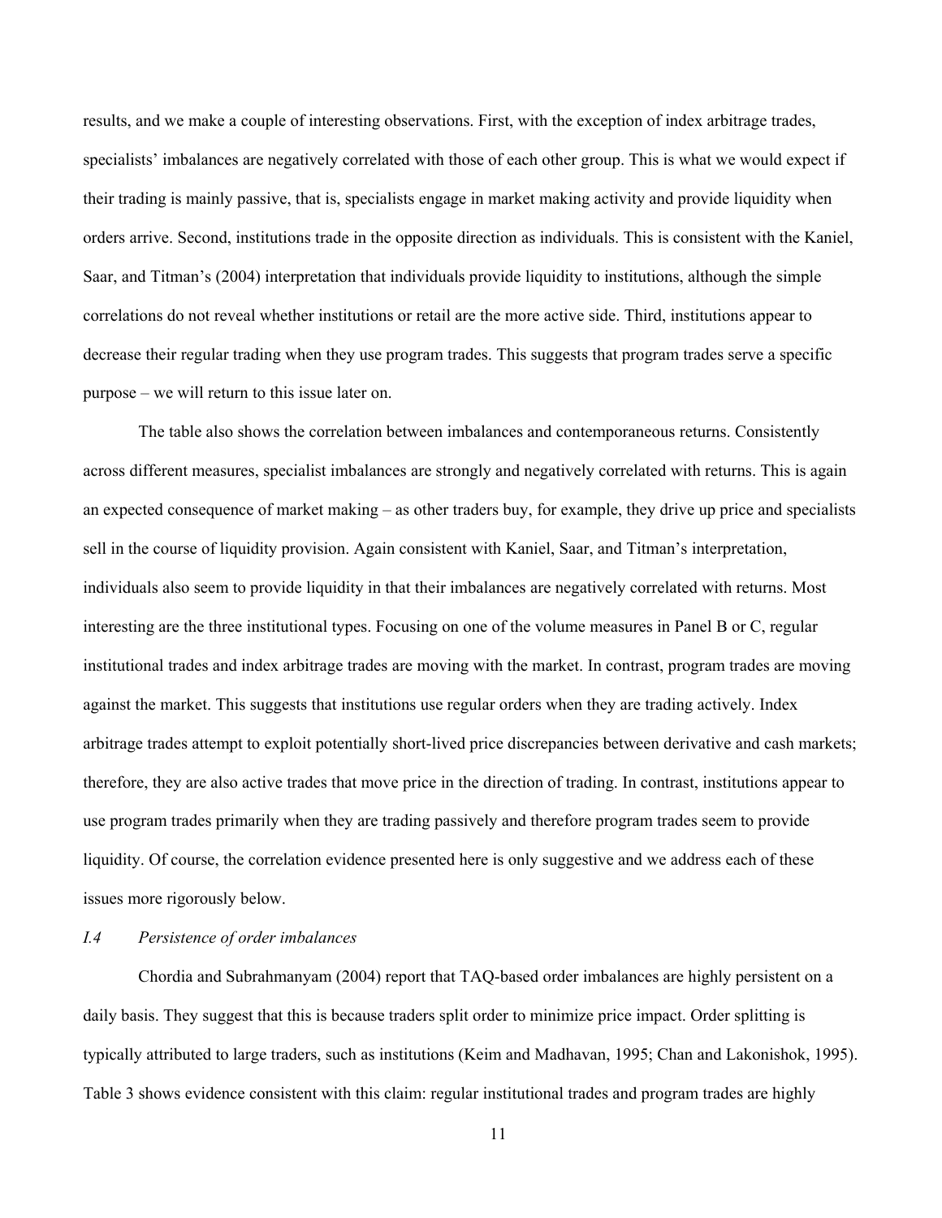results, and we make a couple of interesting observations. First, with the exception of index arbitrage trades, specialists' imbalances are negatively correlated with those of each other group. This is what we would expect if their trading is mainly passive, that is, specialists engage in market making activity and provide liquidity when orders arrive. Second, institutions trade in the opposite direction as individuals. This is consistent with the Kaniel, Saar, and Titman's (2004) interpretation that individuals provide liquidity to institutions, although the simple correlations do not reveal whether institutions or retail are the more active side. Third, institutions appear to decrease their regular trading when they use program trades. This suggests that program trades serve a specific purpose – we will return to this issue later on.

The table also shows the correlation between imbalances and contemporaneous returns. Consistently across different measures, specialist imbalances are strongly and negatively correlated with returns. This is again an expected consequence of market making – as other traders buy, for example, they drive up price and specialists sell in the course of liquidity provision. Again consistent with Kaniel, Saar, and Titman's interpretation, individuals also seem to provide liquidity in that their imbalances are negatively correlated with returns. Most interesting are the three institutional types. Focusing on one of the volume measures in Panel B or C, regular institutional trades and index arbitrage trades are moving with the market. In contrast, program trades are moving against the market. This suggests that institutions use regular orders when they are trading actively. Index arbitrage trades attempt to exploit potentially short-lived price discrepancies between derivative and cash markets; therefore, they are also active trades that move price in the direction of trading. In contrast, institutions appear to use program trades primarily when they are trading passively and therefore program trades seem to provide liquidity. Of course, the correlation evidence presented here is only suggestive and we address each of these issues more rigorously below.

### *I.4 Persistence of order imbalances*

Chordia and Subrahmanyam (2004) report that TAQ-based order imbalances are highly persistent on a daily basis. They suggest that this is because traders split order to minimize price impact. Order splitting is typically attributed to large traders, such as institutions (Keim and Madhavan, 1995; Chan and Lakonishok, 1995). Table 3 shows evidence consistent with this claim: regular institutional trades and program trades are highly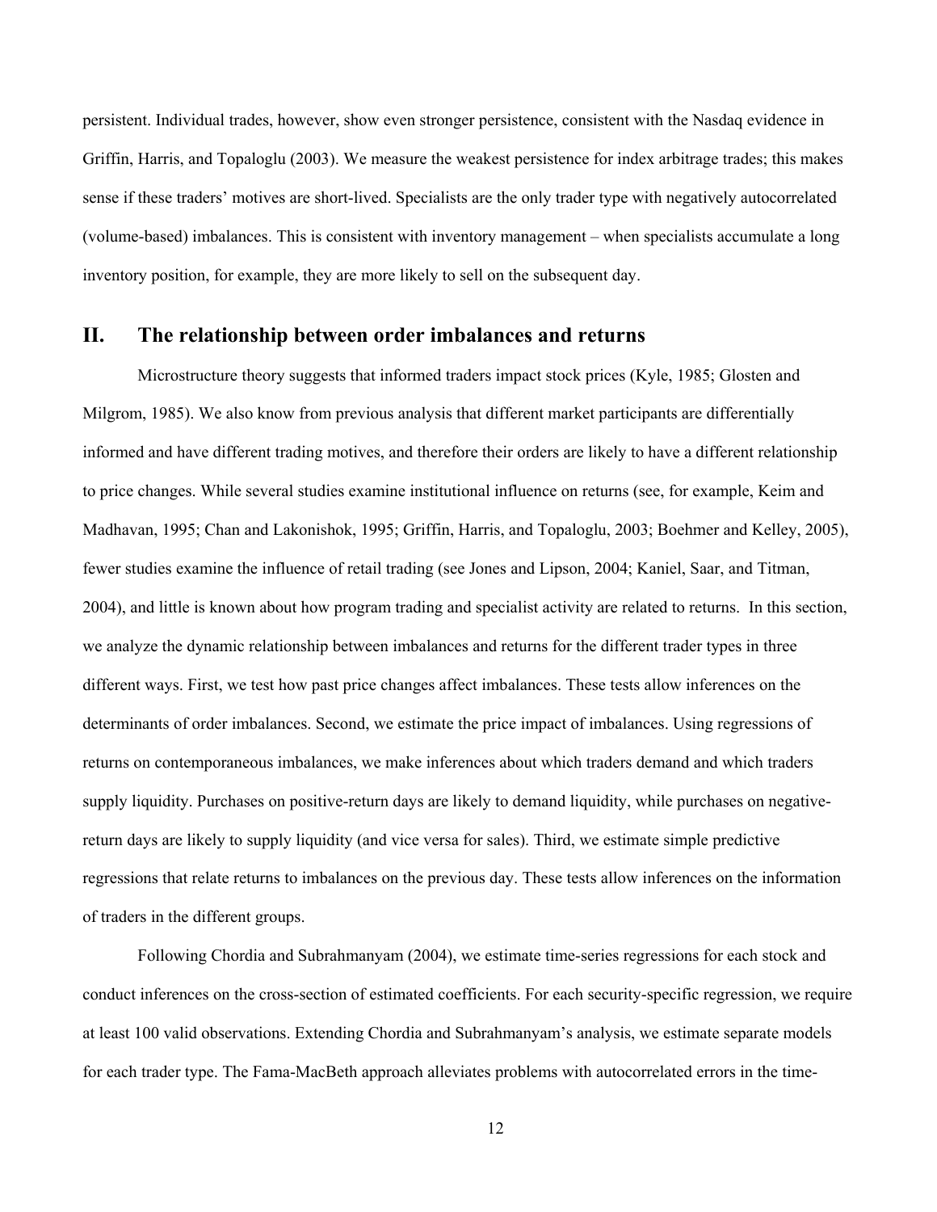persistent. Individual trades, however, show even stronger persistence, consistent with the Nasdaq evidence in Griffin, Harris, and Topaloglu (2003). We measure the weakest persistence for index arbitrage trades; this makes sense if these traders' motives are short-lived. Specialists are the only trader type with negatively autocorrelated (volume-based) imbalances. This is consistent with inventory management – when specialists accumulate a long inventory position, for example, they are more likely to sell on the subsequent day.

## II. The relationship between order imbalances and returns

Microstructure theory suggests that informed traders impact stock prices (Kyle, 1985; Glosten and Milgrom, 1985). We also know from previous analysis that different market participants are differentially informed and have different trading motives, and therefore their orders are likely to have a different relationship to price changes. While several studies examine institutional influence on returns (see, for example, Keim and Madhavan, 1995; Chan and Lakonishok, 1995; Griffin, Harris, and Topaloglu, 2003; Boehmer and Kelley, 2005), fewer studies examine the influence of retail trading (see Jones and Lipson, 2004; Kaniel, Saar, and Titman, 2004), and little is known about how program trading and specialist activity are related to returns. In this section, we analyze the dynamic relationship between imbalances and returns for the different trader types in three different ways. First, we test how past price changes affect imbalances. These tests allow inferences on the determinants of order imbalances. Second, we estimate the price impact of imbalances. Using regressions of returns on contemporaneous imbalances, we make inferences about which traders demand and which traders supply liquidity. Purchases on positive-return days are likely to demand liquidity, while purchases on negative-return days are likely to supply liquidity (and vice versa for sales). Third, we estimate simple predictive regressions that relate returns to imbalances on the previous day. These tests allow inferences on the information of traders in the different groups.

Following Chordia and Subrahmanyam (2004), we estimate time-series regressions for each stock and conduct inferences on the cross-section of estimated coefficients. For each security-specific regression, we require at least 100 valid observations. Extending Chordia and Subrahmanyam's analysis, we estimate separate models for each trader type. The Fama-MacBeth approach alleviates problems with autocorrelated errors in the time-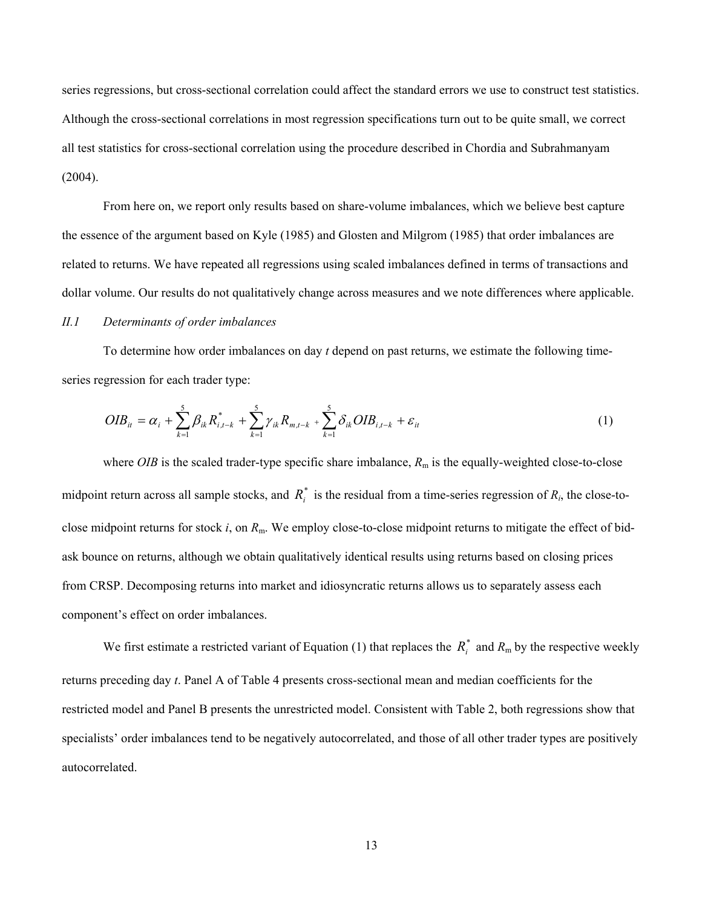series regressions, but cross-sectional correlation could affect the standard errors we use to construct test statistics. Although the cross-sectional correlations in most regression specifications turn out to be quite small, we correct all test statistics for cross-sectional correlation using the procedure described in Chordia and Subrahmanyam (2004).

From here on, we report only results based on share-volume imbalances, which we believe best capture the essence of the argument based on Kyle (1985) and Glosten and Milgrom (1985) that order imbalances are related to returns. We have repeated all regressions using scaled imbalances defined in terms of transactions and dollar volume. Our results do not qualitatively change across measures and we note differences where applicable.

### *II.1 Determinants of order imbalances*

To determine how order imbalances on day *t* depend on past returns, we estimate the following time-series regression for each trader type:

$$OIB_{it} = \alpha_i + \sum_{k=1}^{5} \beta_{ik} R^*_{i,t-k} + \sum_{k=1}^{5} \gamma_{ik} R_{m,t-k} + \sum_{k=1}^{5} \delta_{ik} OIB_{i,t-k} + \varepsilon_{it} \tag{1}$$

where *OIB* is the scaled trader-type specific share imbalance, $R_m$ is the equally-weighted close-to-close midpoint return across all sample stocks, and $R^*_i$ is the residual from a time-series regression of $R_i$, the close-to-close midpoint returns for stock *i*, on $R_m$. We employ close-to-close midpoint returns to mitigate the effect of bid-ask bounce on returns, although we obtain qualitatively identical results using returns based on closing prices from CRSP. Decomposing returns into market and idiosyncratic returns allows us to separately assess each component's effect on order imbalances.

We first estimate a restricted variant of Equation (1) that replaces the $R^*_i$ and $R_m$ by the respective weekly returns preceding day *t*. Panel A of Table 4 presents cross-sectional mean and median coefficients for the restricted model and Panel B presents the unrestricted model. Consistent with Table 2, both regressions show that specialists' order imbalances tend to be negatively autocorrelated, and those of all other trader types are positively autocorrelated.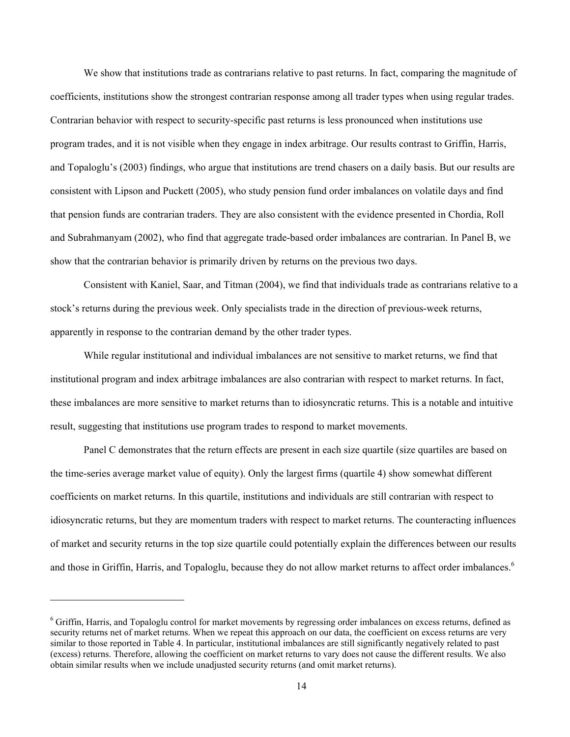We show that institutions trade as contrarians relative to past returns. In fact, comparing the magnitude of coefficients, institutions show the strongest contrarian response among all trader types when using regular trades. Contrarian behavior with respect to security-specific past returns is less pronounced when institutions use program trades, and it is not visible when they engage in index arbitrage. Our results contrast to Griffin, Harris, and Topaloglu's (2003) findings, who argue that institutions are trend chasers on a daily basis. But our results are consistent with Lipson and Puckett (2005), who study pension fund order imbalances on volatile days and find that pension funds are contrarian traders. They are also consistent with the evidence presented in Chordia, Roll and Subrahmanyam (2002), who find that aggregate trade-based order imbalances are contrarian. In Panel B, we show that the contrarian behavior is primarily driven by returns on the previous two days.

Consistent with Kaniel, Saar, and Titman (2004), we find that individuals trade as contrarians relative to a stock's returns during the previous week. Only specialists trade in the direction of previous-week returns, apparently in response to the contrarian demand by the other trader types.

While regular institutional and individual imbalances are not sensitive to market returns, we find that institutional program and index arbitrage imbalances are also contrarian with respect to market returns. In fact, these imbalances are more sensitive to market returns than to idiosyncratic returns. This is a notable and intuitive result, suggesting that institutions use program trades to respond to market movements.

Panel C demonstrates that the return effects are present in each size quartile (size quartiles are based on the time-series average market value of equity). Only the largest firms (quartile 4) show somewhat different coefficients on market returns. In this quartile, institutions and individuals are still contrarian with respect to idiosyncratic returns, but they are momentum traders with respect to market returns. The counteracting influences of market and security returns in the top size quartile could potentially explain the differences between our results and those in Griffin, Harris, and Topaloglu, because they do not allow market returns to affect order imbalances.[6]

---

[6] Griffin, Harris, and Topaloglu control for market movements by regressing order imbalances on excess returns, defined as security returns net of market returns. When we repeat this approach on our data, the coefficient on excess returns are very similar to those reported in Table 4. In particular, institutional imbalances are still significantly negatively related to past (excess) returns. Therefore, allowing the coefficient on market returns to vary does not cause the different results. We also obtain similar results when we include unadjusted security returns (and omit market returns).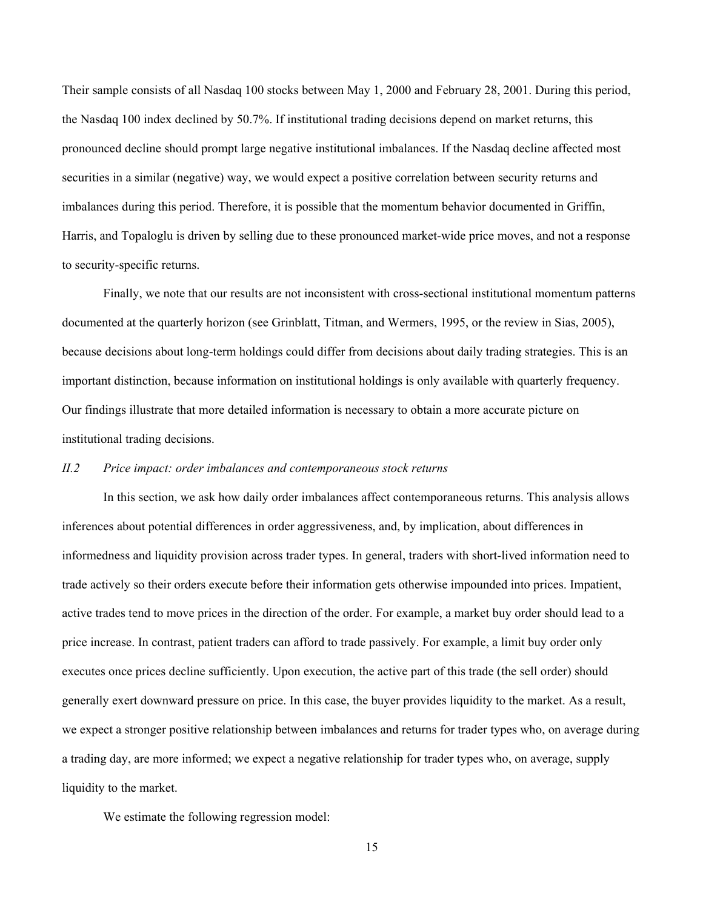Their sample consists of all Nasdaq 100 stocks between May 1, 2000 and February 28, 2001. During this period, the Nasdaq 100 index declined by 50.7%. If institutional trading decisions depend on market returns, this pronounced decline should prompt large negative institutional imbalances. If the Nasdaq decline affected most securities in a similar (negative) way, we would expect a positive correlation between security returns and imbalances during this period. Therefore, it is possible that the momentum behavior documented in Griffin, Harris, and Topaloglu is driven by selling due to these pronounced market-wide price moves, and not a response to security-specific returns.

Finally, we note that our results are not inconsistent with cross-sectional institutional momentum patterns documented at the quarterly horizon (see Grinblatt, Titman, and Wermers, 1995, or the review in Sias, 2005), because decisions about long-term holdings could differ from decisions about daily trading strategies. This is an important distinction, because information on institutional holdings is only available with quarterly frequency. Our findings illustrate that more detailed information is necessary to obtain a more accurate picture on institutional trading decisions.

### *II.2 Price impact: order imbalances and contemporaneous stock returns*

In this section, we ask how daily order imbalances affect contemporaneous returns. This analysis allows inferences about potential differences in order aggressiveness, and, by implication, about differences in informedness and liquidity provision across trader types. In general, traders with short-lived information need to trade actively so their orders execute before their information gets otherwise impounded into prices. Impatient, active trades tend to move prices in the direction of the order. For example, a market buy order should lead to a price increase. In contrast, patient traders can afford to trade passively. For example, a limit buy order only executes once prices decline sufficiently. Upon execution, the active part of this trade (the sell order) should generally exert downward pressure on price. In this case, the buyer provides liquidity to the market. As a result, we expect a stronger positive relationship between imbalances and returns for trader types who, on average during a trading day, are more informed; we expect a negative relationship for trader types who, on average, supply liquidity to the market.

We estimate the following regression model: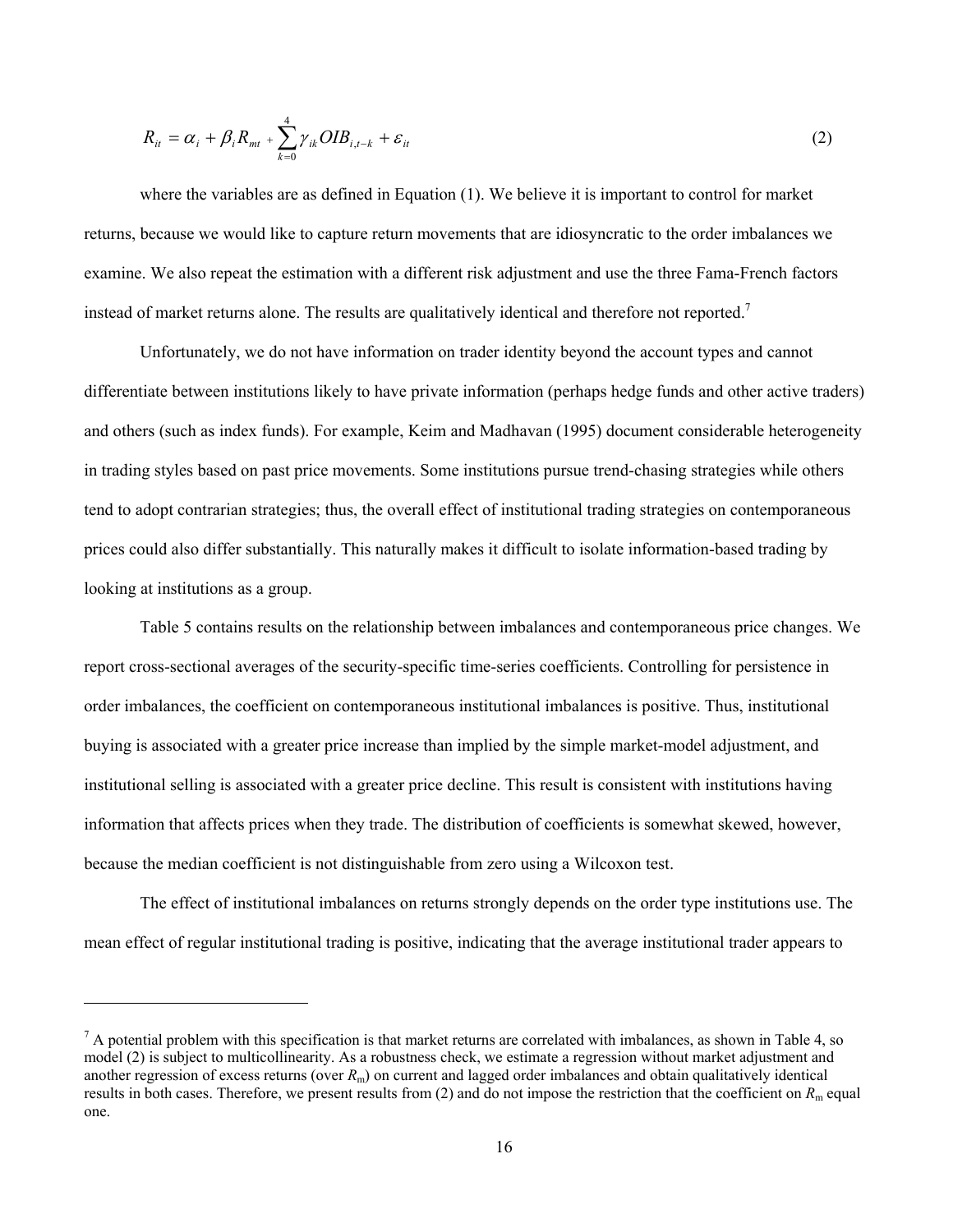$$R_{it} = \alpha_i + \beta_i R_{mt} + \sum_{k=0}^{4} \gamma_{ik} OIB_{i,t-k} + \varepsilon_{it} \tag{2}$$

where the variables are as defined in Equation (1). We believe it is important to control for market returns, because we would like to capture return movements that are idiosyncratic to the order imbalances we examine. We also repeat the estimation with a different risk adjustment and use the three Fama-French factors instead of market returns alone. The results are qualitatively identical and therefore not reported.[7]

Unfortunately, we do not have information on trader identity beyond the account types and cannot differentiate between institutions likely to have private information (perhaps hedge funds and other active traders) and others (such as index funds). For example, Keim and Madhavan (1995) document considerable heterogeneity in trading styles based on past price movements. Some institutions pursue trend-chasing strategies while others tend to adopt contrarian strategies; thus, the overall effect of institutional trading strategies on contemporaneous prices could also differ substantially. This naturally makes it difficult to isolate information-based trading by looking at institutions as a group.

Table 5 contains results on the relationship between imbalances and contemporaneous price changes. We report cross-sectional averages of the security-specific time-series coefficients. Controlling for persistence in order imbalances, the coefficient on contemporaneous institutional imbalances is positive. Thus, institutional buying is associated with a greater price increase than implied by the simple market-model adjustment, and institutional selling is associated with a greater price decline. This result is consistent with institutions having information that affects prices when they trade. The distribution of coefficients is somewhat skewed, however, because the median coefficient is not distinguishable from zero using a Wilcoxon test.

The effect of institutional imbalances on returns strongly depends on the order type institutions use. The mean effect of regular institutional trading is positive, indicating that the average institutional trader appears to

---

[7] A potential problem with this specification is that market returns are correlated with imbalances, as shown in Table 4, so model (2) is subject to multicollinearity. As a robustness check, we estimate a regression without market adjustment and another regression of excess returns (over $R_m$) on current and lagged order imbalances and obtain qualitatively identical results in both cases. Therefore, we present results from (2) and do not impose the restriction that the coefficient on $R_m$ equal one.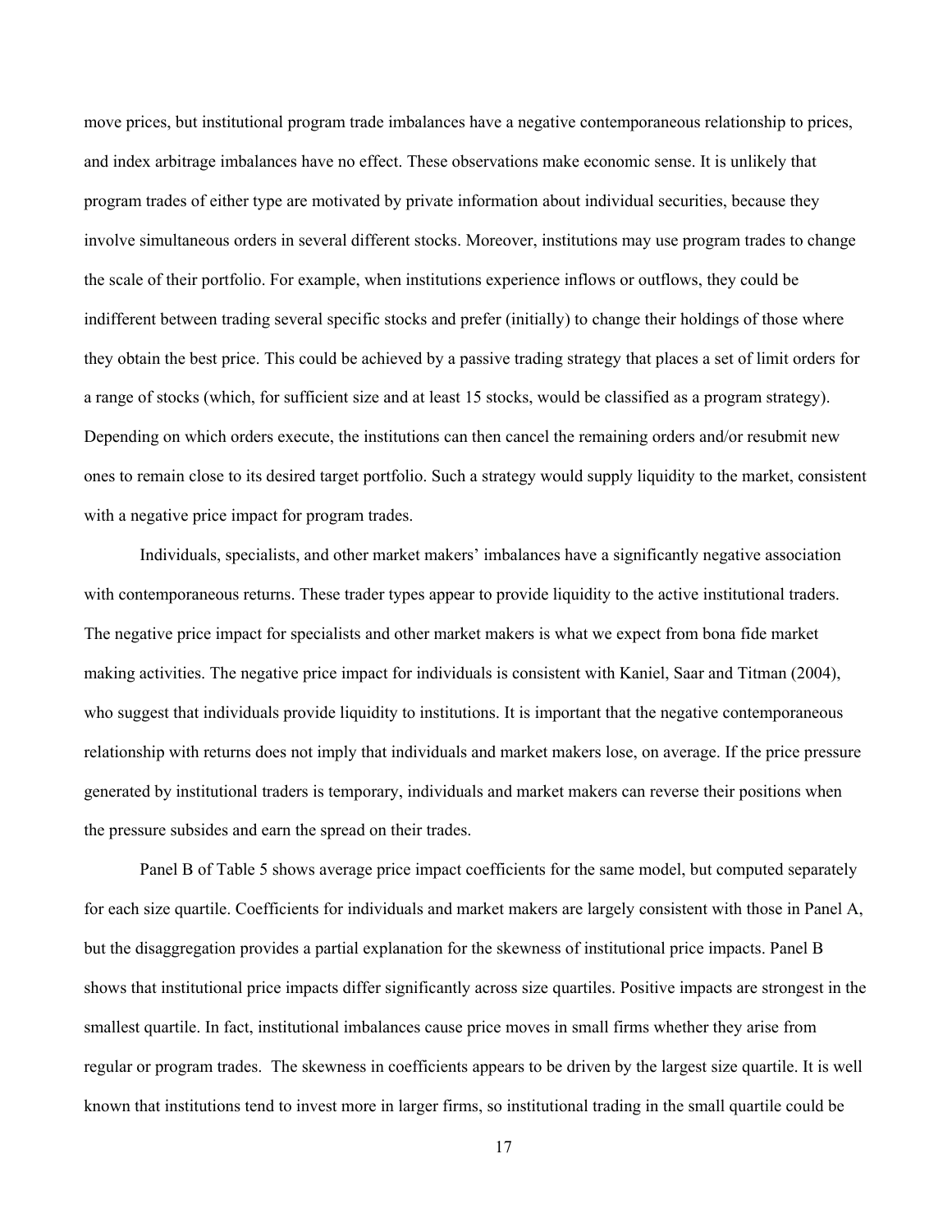move prices, but institutional program trade imbalances have a negative contemporaneous relationship to prices, and index arbitrage imbalances have no effect. These observations make economic sense. It is unlikely that program trades of either type are motivated by private information about individual securities, because they involve simultaneous orders in several different stocks. Moreover, institutions may use program trades to change the scale of their portfolio. For example, when institutions experience inflows or outflows, they could be indifferent between trading several specific stocks and prefer (initially) to change their holdings of those where they obtain the best price. This could be achieved by a passive trading strategy that places a set of limit orders for a range of stocks (which, for sufficient size and at least 15 stocks, would be classified as a program strategy). Depending on which orders execute, the institutions can then cancel the remaining orders and/or resubmit new ones to remain close to its desired target portfolio. Such a strategy would supply liquidity to the market, consistent with a negative price impact for program trades.

Individuals, specialists, and other market makers' imbalances have a significantly negative association with contemporaneous returns. These trader types appear to provide liquidity to the active institutional traders. The negative price impact for specialists and other market makers is what we expect from bona fide market making activities. The negative price impact for individuals is consistent with Kaniel, Saar and Titman (2004), who suggest that individuals provide liquidity to institutions. It is important that the negative contemporaneous relationship with returns does not imply that individuals and market makers lose, on average. If the price pressure generated by institutional traders is temporary, individuals and market makers can reverse their positions when the pressure subsides and earn the spread on their trades.

Panel B of Table 5 shows average price impact coefficients for the same model, but computed separately for each size quartile. Coefficients for individuals and market makers are largely consistent with those in Panel A, but the disaggregation provides a partial explanation for the skewness of institutional price impacts. Panel B shows that institutional price impacts differ significantly across size quartiles. Positive impacts are strongest in the smallest quartile. In fact, institutional imbalances cause price moves in small firms whether they arise from regular or program trades. The skewness in coefficients appears to be driven by the largest size quartile. It is well known that institutions tend to invest more in larger firms, so institutional trading in the small quartile could be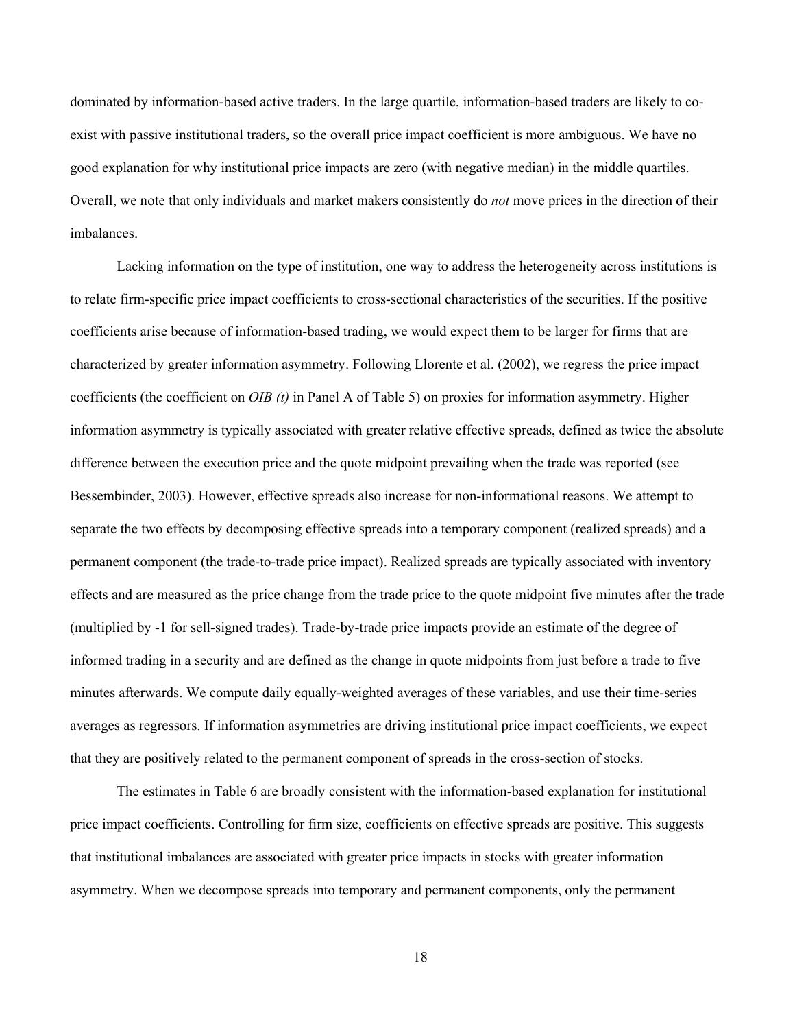dominated by information-based active traders. In the large quartile, information-based traders are likely to co-exist with passive institutional traders, so the overall price impact coefficient is more ambiguous. We have no good explanation for why institutional price impacts are zero (with negative median) in the middle quartiles. Overall, we note that only individuals and market makers consistently do *not* move prices in the direction of their imbalances.

Lacking information on the type of institution, one way to address the heterogeneity across institutions is to relate firm-specific price impact coefficients to cross-sectional characteristics of the securities. If the positive coefficients arise because of information-based trading, we would expect them to be larger for firms that are characterized by greater information asymmetry. Following Llorente et al. (2002), we regress the price impact coefficients (the coefficient on *OIB (t)* in Panel A of Table 5) on proxies for information asymmetry. Higher information asymmetry is typically associated with greater relative effective spreads, defined as twice the absolute difference between the execution price and the quote midpoint prevailing when the trade was reported (see Bessembinder, 2003). However, effective spreads also increase for non-informational reasons. We attempt to separate the two effects by decomposing effective spreads into a temporary component (realized spreads) and a permanent component (the trade-to-trade price impact). Realized spreads are typically associated with inventory effects and are measured as the price change from the trade price to the quote midpoint five minutes after the trade (multiplied by -1 for sell-signed trades). Trade-by-trade price impacts provide an estimate of the degree of informed trading in a security and are defined as the change in quote midpoints from just before a trade to five minutes afterwards. We compute daily equally-weighted averages of these variables, and use their time-series averages as regressors. If information asymmetries are driving institutional price impact coefficients, we expect that they are positively related to the permanent component of spreads in the cross-section of stocks.

The estimates in Table 6 are broadly consistent with the information-based explanation for institutional price impact coefficients. Controlling for firm size, coefficients on effective spreads are positive. This suggests that institutional imbalances are associated with greater price impacts in stocks with greater information asymmetry. When we decompose spreads into temporary and permanent components, only the permanent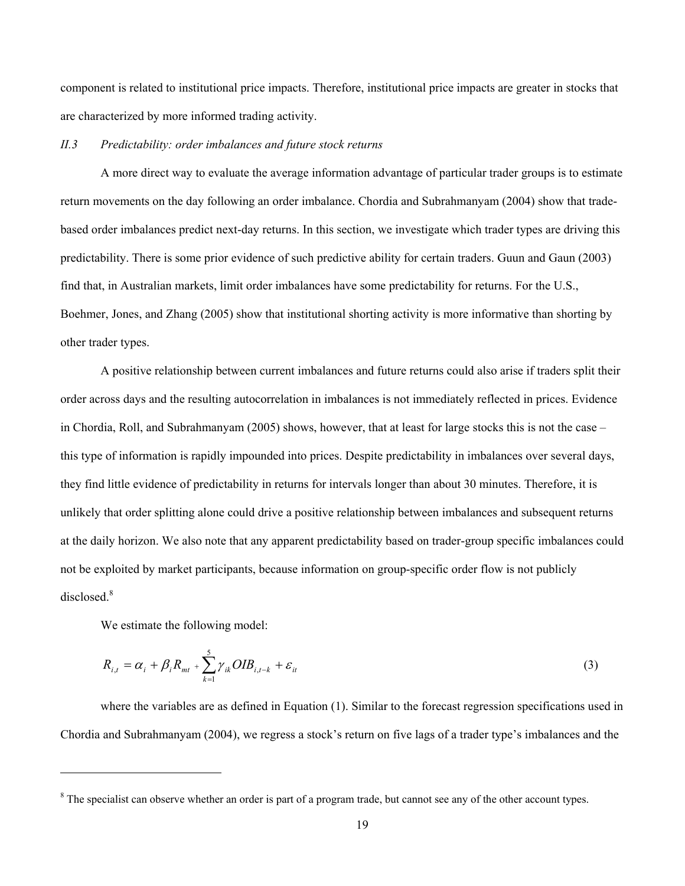component is related to institutional price impacts. Therefore, institutional price impacts are greater in stocks that are characterized by more informed trading activity.

### *II.3 Predictability: order imbalances and future stock returns*

A more direct way to evaluate the average information advantage of particular trader groups is to estimate return movements on the day following an order imbalance. Chordia and Subrahmanyam (2004) show that trade-based order imbalances predict next-day returns. In this section, we investigate which trader types are driving this predictability. There is some prior evidence of such predictive ability for certain traders. Guun and Gaun (2003) find that, in Australian markets, limit order imbalances have some predictability for returns. For the U.S., Boehmer, Jones, and Zhang (2005) show that institutional shorting activity is more informative than shorting by other trader types.

A positive relationship between current imbalances and future returns could also arise if traders split their order across days and the resulting autocorrelation in imbalances is not immediately reflected in prices. Evidence in Chordia, Roll, and Subrahmanyam (2005) shows, however, that at least for large stocks this is not the case – this type of information is rapidly impounded into prices. Despite predictability in imbalances over several days, they find little evidence of predictability in returns for intervals longer than about 30 minutes. Therefore, it is unlikely that order splitting alone could drive a positive relationship between imbalances and subsequent returns at the daily horizon. We also note that any apparent predictability based on trader-group specific imbalances could not be exploited by market participants, because information on group-specific order flow is not publicly disclosed.[8]

We estimate the following model:

$$R_{i,t} = \alpha_i + \beta_i R_{mt} + \sum_{k=1}^{5} \gamma_{ik} OIB_{i,t-k} + \varepsilon_{it} \tag{3}$$

where the variables are as defined in Equation (1). Similar to the forecast regression specifications used in Chordia and Subrahmanyam (2004), we regress a stock's return on five lags of a trader type's imbalances and the

---

[8] The specialist can observe whether an order is part of a program trade, but cannot see any of the other account types.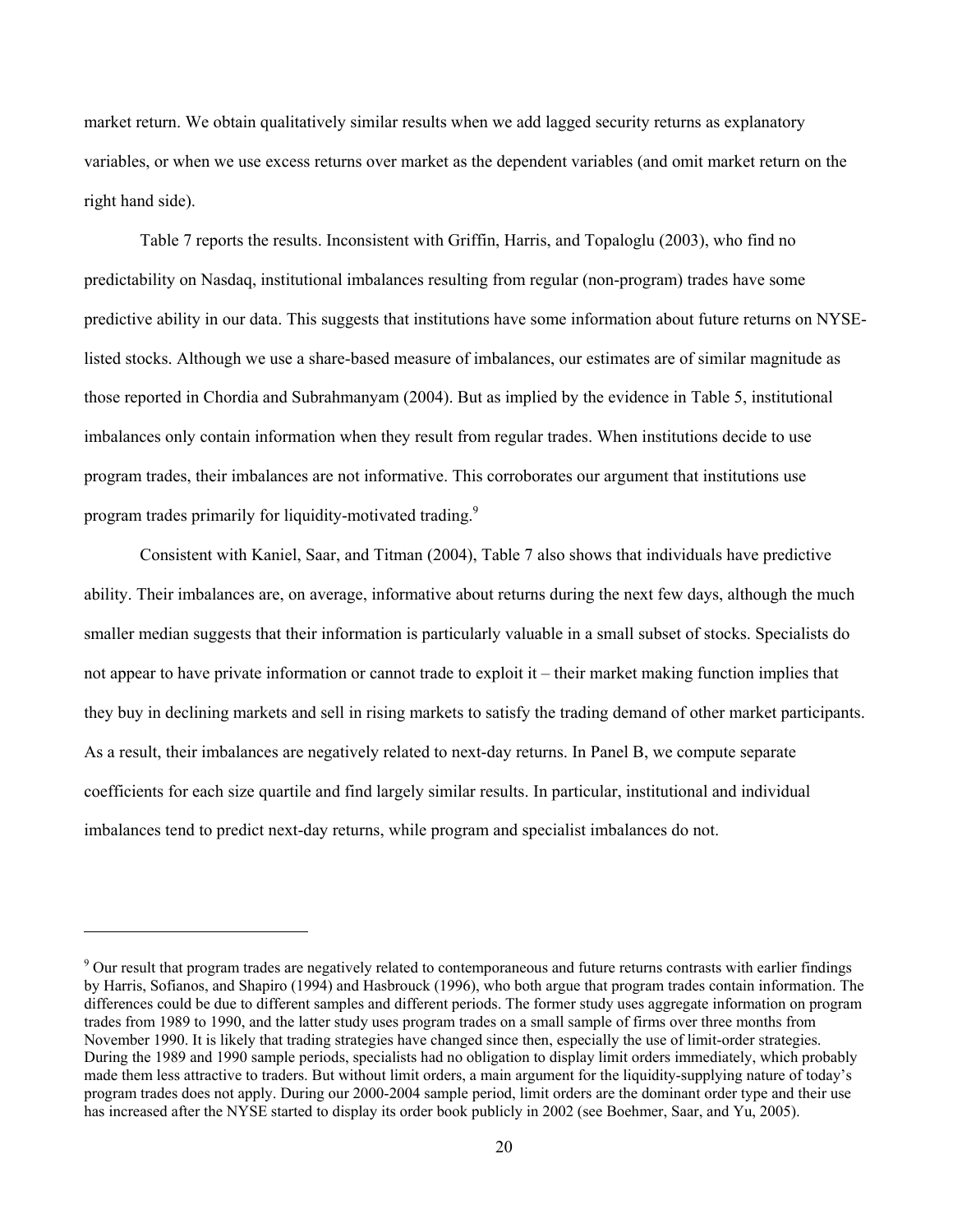market return. We obtain qualitatively similar results when we add lagged security returns as explanatory variables, or when we use excess returns over market as the dependent variables (and omit market return on the right hand side).

Table 7 reports the results. Inconsistent with Griffin, Harris, and Topaloglu (2003), who find no predictability on Nasdaq, institutional imbalances resulting from regular (non-program) trades have some predictive ability in our data. This suggests that institutions have some information about future returns on NYSE-listed stocks. Although we use a share-based measure of imbalances, our estimates are of similar magnitude as those reported in Chordia and Subrahmanyam (2004). But as implied by the evidence in Table 5, institutional imbalances only contain information when they result from regular trades. When institutions decide to use program trades, their imbalances are not informative. This corroborates our argument that institutions use program trades primarily for liquidity-motivated trading.[9]

Consistent with Kaniel, Saar, and Titman (2004), Table 7 also shows that individuals have predictive ability. Their imbalances are, on average, informative about returns during the next few days, although the much smaller median suggests that their information is particularly valuable in a small subset of stocks. Specialists do not appear to have private information or cannot trade to exploit it – their market making function implies that they buy in declining markets and sell in rising markets to satisfy the trading demand of other market participants. As a result, their imbalances are negatively related to next-day returns. In Panel B, we compute separate coefficients for each size quartile and find largely similar results. In particular, institutional and individual imbalances tend to predict next-day returns, while program and specialist imbalances do not.

---

[9] Our result that program trades are negatively related to contemporaneous and future returns contrasts with earlier findings by Harris, Sofianos, and Shapiro (1994) and Hasbrouck (1996), who both argue that program trades contain information. The differences could be due to different samples and different periods. The former study uses aggregate information on program trades from 1989 to 1990, and the latter study uses program trades on a small sample of firms over three months from November 1990. It is likely that trading strategies have changed since then, especially the use of limit-order strategies. During the 1989 and 1990 sample periods, specialists had no obligation to display limit orders immediately, which probably made them less attractive to traders. But without limit orders, a main argument for the liquidity-supplying nature of today's program trades does not apply. During our 2000-2004 sample period, limit orders are the dominant order type and their use has increased after the NYSE started to display its order book publicly in 2002 (see Boehmer, Saar, and Yu, 2005).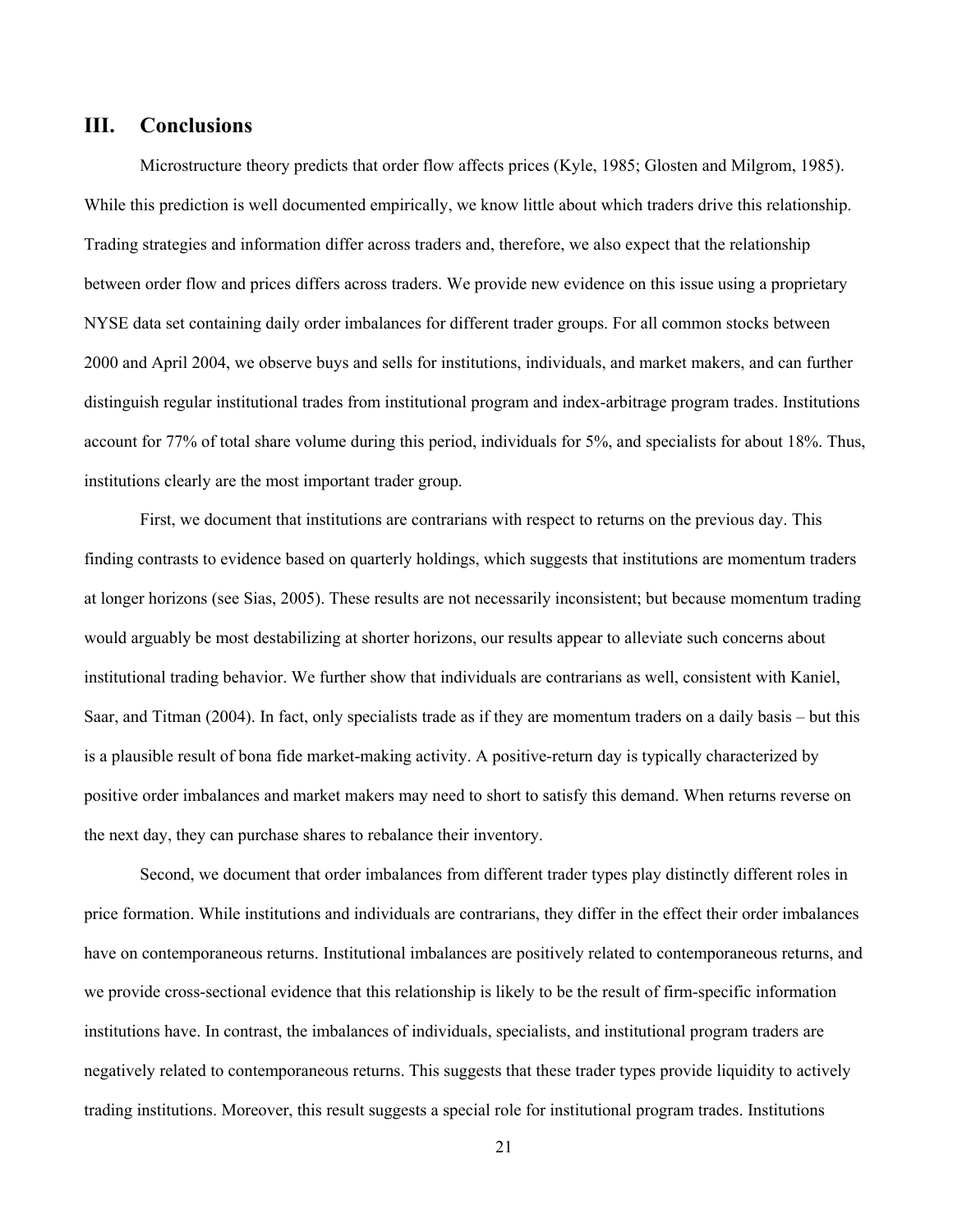## III. Conclusions

Microstructure theory predicts that order flow affects prices (Kyle, 1985; Glosten and Milgrom, 1985). While this prediction is well documented empirically, we know little about which traders drive this relationship. Trading strategies and information differ across traders and, therefore, we also expect that the relationship between order flow and prices differs across traders. We provide new evidence on this issue using a proprietary NYSE data set containing daily order imbalances for different trader groups. For all common stocks between 2000 and April 2004, we observe buys and sells for institutions, individuals, and market makers, and can further distinguish regular institutional trades from institutional program and index-arbitrage program trades. Institutions account for 77% of total share volume during this period, individuals for 5%, and specialists for about 18%. Thus, institutions clearly are the most important trader group.

First, we document that institutions are contrarians with respect to returns on the previous day. This finding contrasts to evidence based on quarterly holdings, which suggests that institutions are momentum traders at longer horizons (see Sias, 2005). These results are not necessarily inconsistent; but because momentum trading would arguably be most destabilizing at shorter horizons, our results appear to alleviate such concerns about institutional trading behavior. We further show that individuals are contrarians as well, consistent with Kaniel, Saar, and Titman (2004). In fact, only specialists trade as if they are momentum traders on a daily basis – but this is a plausible result of bona fide market-making activity. A positive-return day is typically characterized by positive order imbalances and market makers may need to short to satisfy this demand. When returns reverse on the next day, they can purchase shares to rebalance their inventory.

Second, we document that order imbalances from different trader types play distinctly different roles in price formation. While institutions and individuals are contrarians, they differ in the effect their order imbalances have on contemporaneous returns. Institutional imbalances are positively related to contemporaneous returns, and we provide cross-sectional evidence that this relationship is likely to be the result of firm-specific information institutions have. In contrast, the imbalances of individuals, specialists, and institutional program traders are negatively related to contemporaneous returns. This suggests that these trader types provide liquidity to actively trading institutions. Moreover, this result suggests a special role for institutional program trades. Institutions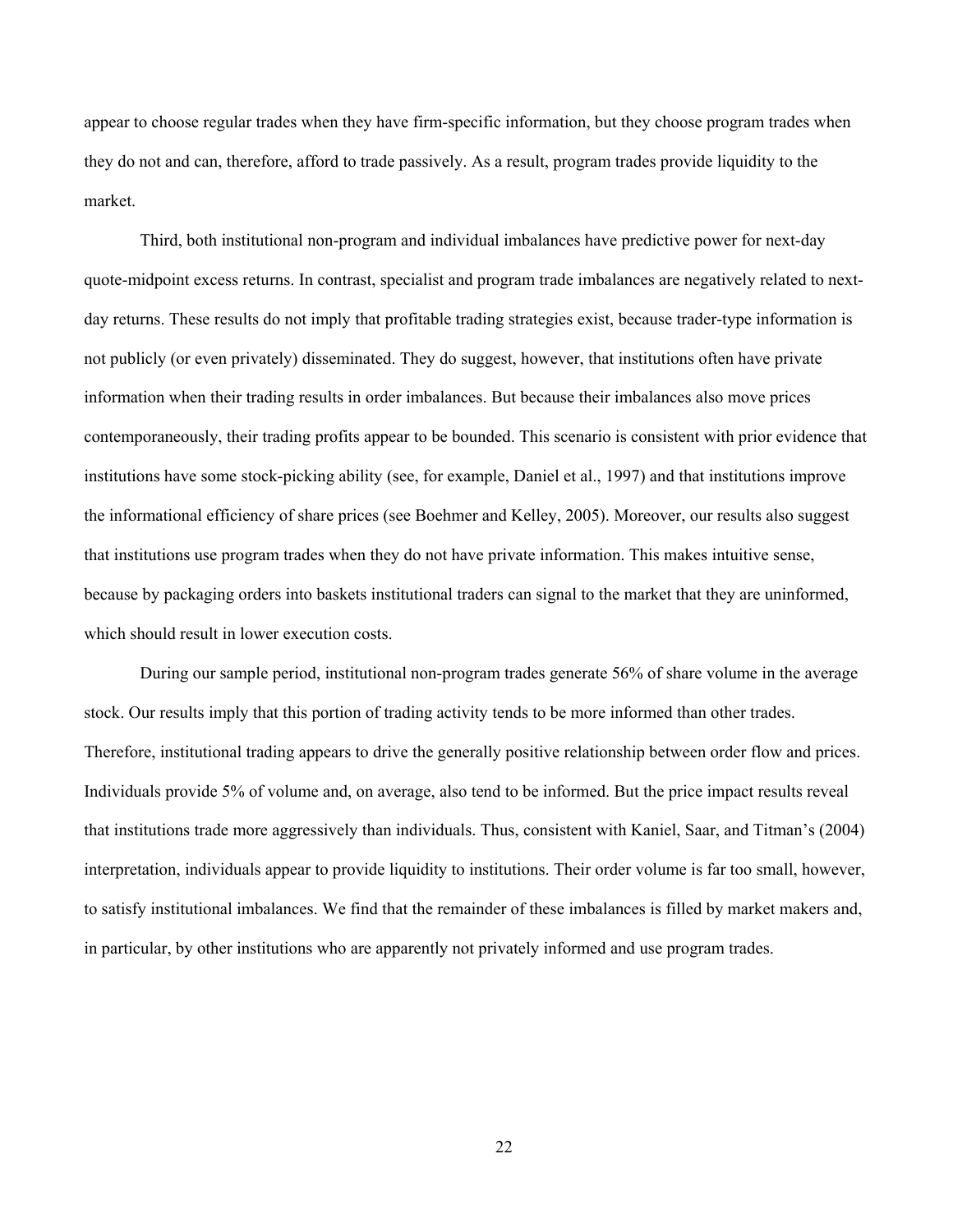appear to choose regular trades when they have firm-specific information, but they choose program trades when they do not and can, therefore, afford to trade passively. As a result, program trades provide liquidity to the market.

Third, both institutional non-program and individual imbalances have predictive power for next-day quote-midpoint excess returns. In contrast, specialist and program trade imbalances are negatively related to next-day returns. These results do not imply that profitable trading strategies exist, because trader-type information is not publicly (or even privately) disseminated. They do suggest, however, that institutions often have private information when their trading results in order imbalances. But because their imbalances also move prices contemporaneously, their trading profits appear to be bounded. This scenario is consistent with prior evidence that institutions have some stock-picking ability (see, for example, Daniel et al., 1997) and that institutions improve the informational efficiency of share prices (see Boehmer and Kelley, 2005). Moreover, our results also suggest that institutions use program trades when they do not have private information. This makes intuitive sense, because by packaging orders into baskets institutional traders can signal to the market that they are uninformed, which should result in lower execution costs.

During our sample period, institutional non-program trades generate 56% of share volume in the average stock. Our results imply that this portion of trading activity tends to be more informed than other trades. Therefore, institutional trading appears to drive the generally positive relationship between order flow and prices. Individuals provide 5% of volume and, on average, also tend to be informed. But the price impact results reveal that institutions trade more aggressively than individuals. Thus, consistent with Kaniel, Saar, and Titman's (2004) interpretation, individuals appear to provide liquidity to institutions. Their order volume is far too small, however, to satisfy institutional imbalances. We find that the remainder of these imbalances is filled by market makers and, in particular, by other institutions who are apparently not privately informed and use program trades.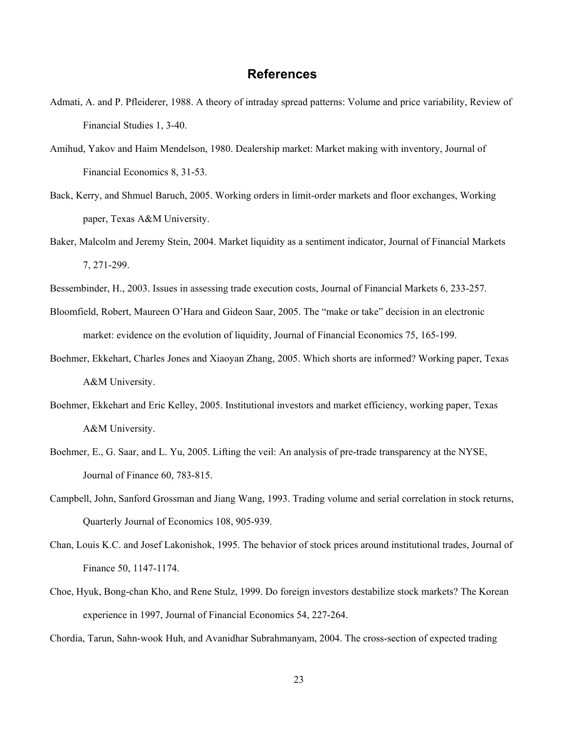## References

Admati, A. and P. Pfleiderer, 1988. A theory of intraday spread patterns: Volume and price variability, Review of Financial Studies 1, 3-40.

Amihud, Yakov and Haim Mendelson, 1980. Dealership market: Market making with inventory, Journal of Financial Economics 8, 31-53.

Back, Kerry, and Shmuel Baruch, 2005. Working orders in limit-order markets and floor exchanges, Working paper, Texas A&M University.

Baker, Malcolm and Jeremy Stein, 2004. Market liquidity as a sentiment indicator, Journal of Financial Markets 7, 271-299.

Bessembinder, H., 2003. Issues in assessing trade execution costs, Journal of Financial Markets 6, 233-257.

Bloomfield, Robert, Maureen O'Hara and Gideon Saar, 2005. The "make or take" decision in an electronic market: evidence on the evolution of liquidity, Journal of Financial Economics 75, 165-199.

Boehmer, Ekkehart, Charles Jones and Xiaoyan Zhang, 2005. Which shorts are informed? Working paper, Texas A&M University.

Boehmer, Ekkehart and Eric Kelley, 2005. Institutional investors and market efficiency, working paper, Texas A&M University.

Boehmer, E., G. Saar, and L. Yu, 2005. Lifting the veil: An analysis of pre-trade transparency at the NYSE, Journal of Finance 60, 783-815.

Campbell, John, Sanford Grossman and Jiang Wang, 1993. Trading volume and serial correlation in stock returns, Quarterly Journal of Economics 108, 905-939.

Chan, Louis K.C. and Josef Lakonishok, 1995. The behavior of stock prices around institutional trades, Journal of Finance 50, 1147-1174.

Choe, Hyuk, Bong-chan Kho, and Rene Stulz, 1999. Do foreign investors destabilize stock markets? The Korean experience in 1997, Journal of Financial Economics 54, 227-264.

Chordia, Tarun, Sahn-wook Huh, and Avanidhar Subrahmanyam, 2004. The cross-section of expected trading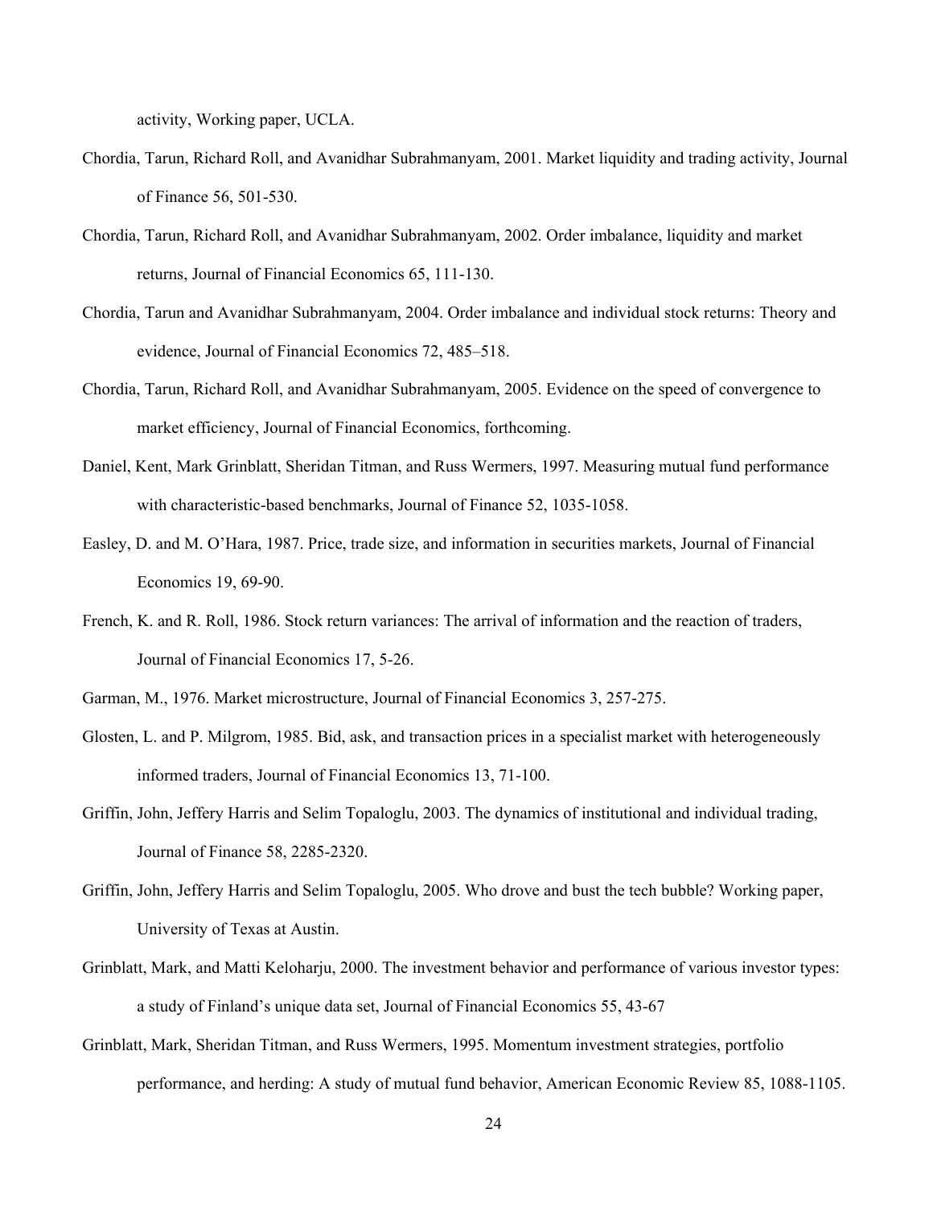activity, Working paper, UCLA.

Chordia, Tarun, Richard Roll, and Avanidhar Subrahmanyam, 2001. Market liquidity and trading activity, Journal of Finance 56, 501-530.

Chordia, Tarun, Richard Roll, and Avanidhar Subrahmanyam, 2002. Order imbalance, liquidity and market returns, Journal of Financial Economics 65, 111-130.

Chordia, Tarun and Avanidhar Subrahmanyam, 2004. Order imbalance and individual stock returns: Theory and evidence, Journal of Financial Economics 72, 485–518.

Chordia, Tarun, Richard Roll, and Avanidhar Subrahmanyam, 2005. Evidence on the speed of convergence to market efficiency, Journal of Financial Economics, forthcoming.

Daniel, Kent, Mark Grinblatt, Sheridan Titman, and Russ Wermers, 1997. Measuring mutual fund performance with characteristic-based benchmarks, Journal of Finance 52, 1035-1058.

Easley, D. and M. O'Hara, 1987. Price, trade size, and information in securities markets, Journal of Financial Economics 19, 69-90.

French, K. and R. Roll, 1986. Stock return variances: The arrival of information and the reaction of traders, Journal of Financial Economics 17, 5-26.

Garman, M., 1976. Market microstructure, Journal of Financial Economics 3, 257-275.

Glosten, L. and P. Milgrom, 1985. Bid, ask, and transaction prices in a specialist market with heterogeneously informed traders, Journal of Financial Economics 13, 71-100.

Griffin, John, Jeffery Harris and Selim Topaloglu, 2003. The dynamics of institutional and individual trading, Journal of Finance 58, 2285-2320.

Griffin, John, Jeffery Harris and Selim Topaloglu, 2005. Who drove and bust the tech bubble? Working paper, University of Texas at Austin.

Grinblatt, Mark, and Matti Keloharju, 2000. The investment behavior and performance of various investor types: a study of Finland's unique data set, Journal of Financial Economics 55, 43-67

Grinblatt, Mark, Sheridan Titman, and Russ Wermers, 1995. Momentum investment strategies, portfolio performance, and herding: A study of mutual fund behavior, American Economic Review 85, 1088-1105.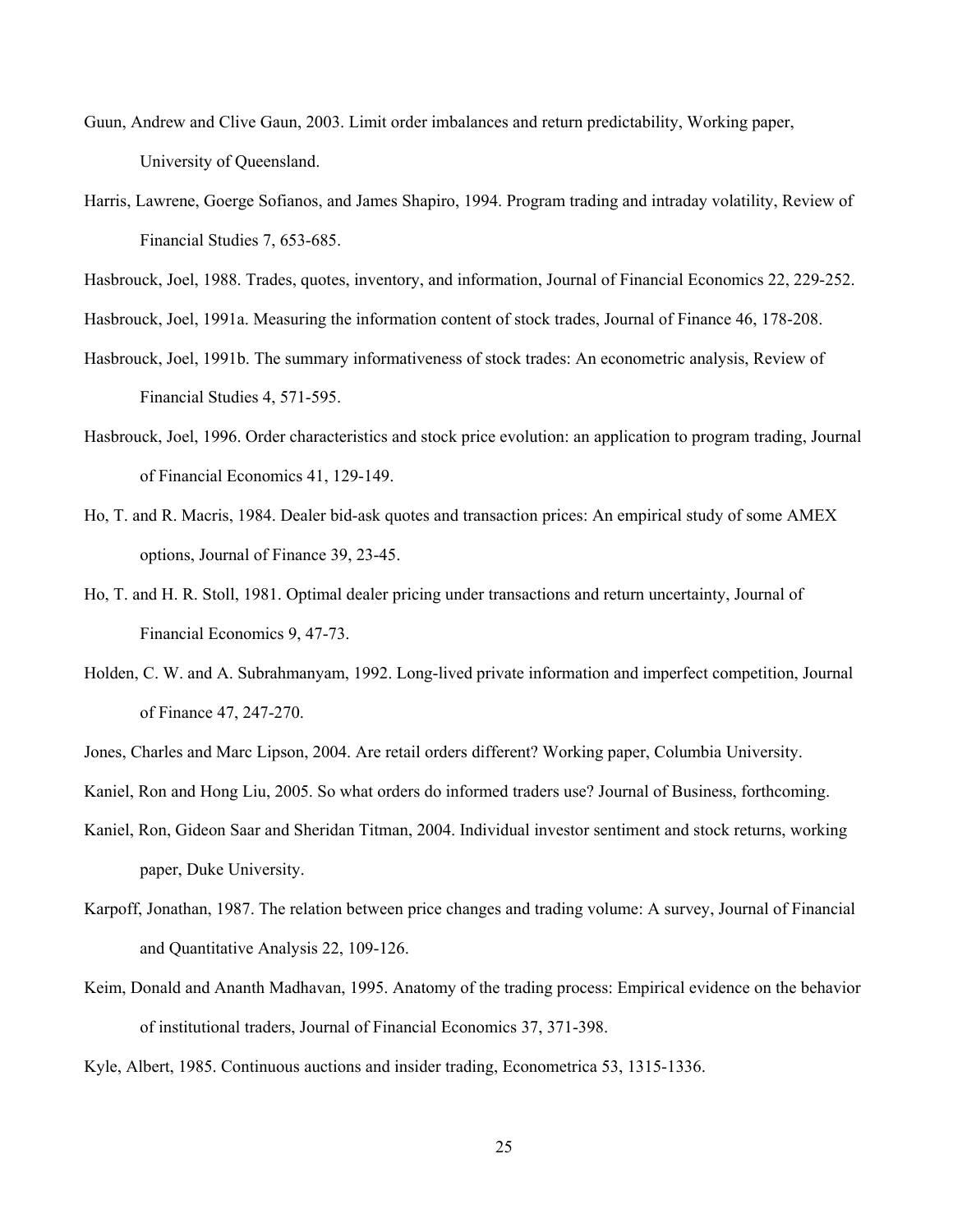Guun, Andrew and Clive Gaun, 2003. Limit order imbalances and return predictability, Working paper, University of Queensland.

Harris, Lawrene, Goerge Sofianos, and James Shapiro, 1994. Program trading and intraday volatility, Review of Financial Studies 7, 653-685.

Hasbrouck, Joel, 1988. Trades, quotes, inventory, and information, Journal of Financial Economics 22, 229-252.

Hasbrouck, Joel, 1991a. Measuring the information content of stock trades, Journal of Finance 46, 178-208.

Hasbrouck, Joel, 1991b. The summary informativeness of stock trades: An econometric analysis, Review of Financial Studies 4, 571-595.

Hasbrouck, Joel, 1996. Order characteristics and stock price evolution: an application to program trading, Journal of Financial Economics 41, 129-149.

Ho, T. and R. Macris, 1984. Dealer bid-ask quotes and transaction prices: An empirical study of some AMEX options, Journal of Finance 39, 23-45.

Ho, T. and H. R. Stoll, 1981. Optimal dealer pricing under transactions and return uncertainty, Journal of Financial Economics 9, 47-73.

Holden, C. W. and A. Subrahmanyam, 1992. Long-lived private information and imperfect competition, Journal of Finance 47, 247-270.

Jones, Charles and Marc Lipson, 2004. Are retail orders different? Working paper, Columbia University.

Kaniel, Ron and Hong Liu, 2005. So what orders do informed traders use? Journal of Business, forthcoming.

Kaniel, Ron, Gideon Saar and Sheridan Titman, 2004. Individual investor sentiment and stock returns, working paper, Duke University.

Karpoff, Jonathan, 1987. The relation between price changes and trading volume: A survey, Journal of Financial and Quantitative Analysis 22, 109-126.

Keim, Donald and Ananth Madhavan, 1995. Anatomy of the trading process: Empirical evidence on the behavior of institutional traders, Journal of Financial Economics 37, 371-398.

Kyle, Albert, 1985. Continuous auctions and insider trading, Econometrica 53, 1315-1336.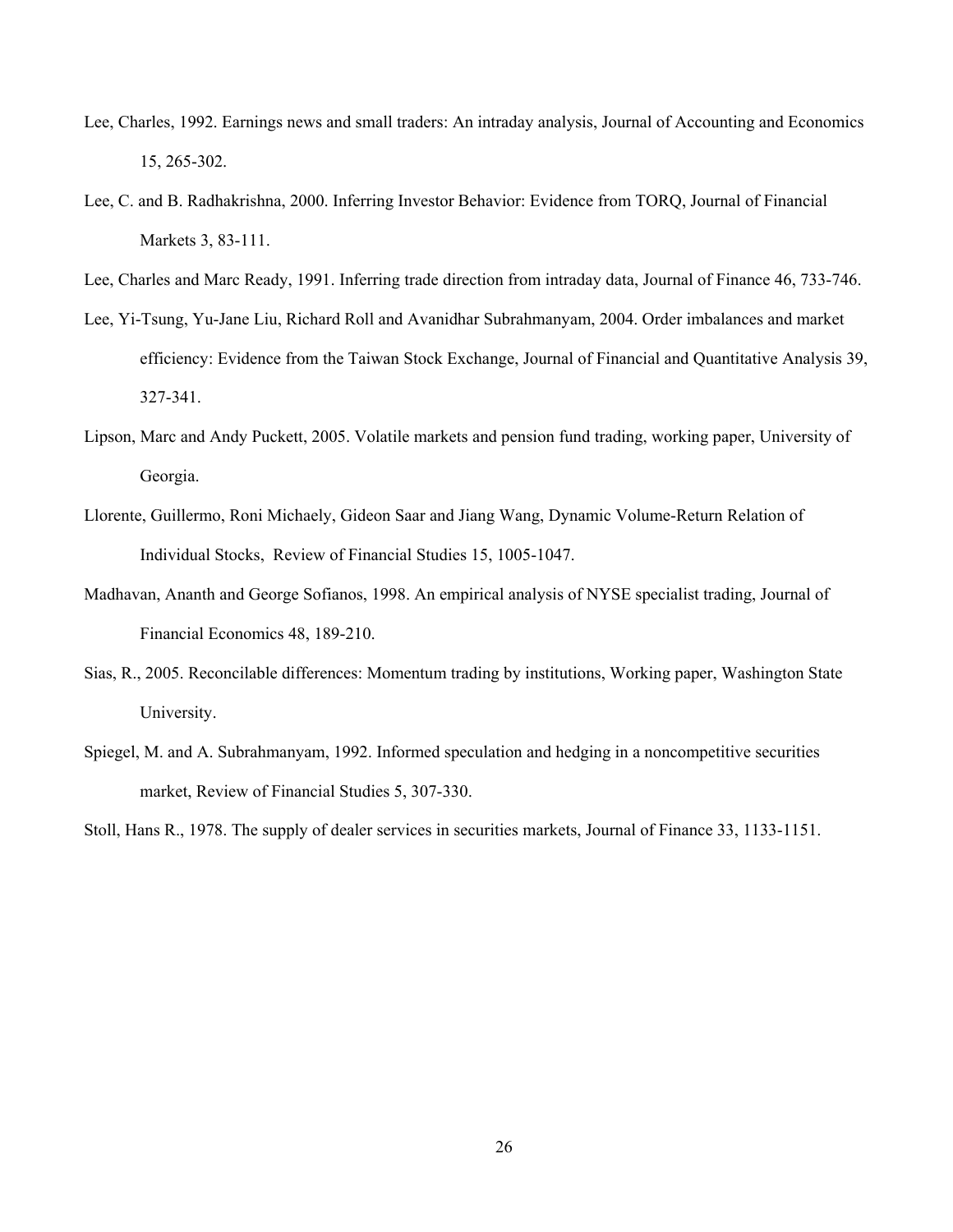Lee, Charles, 1992. Earnings news and small traders: An intraday analysis, Journal of Accounting and Economics 15, 265-302.

Lee, C. and B. Radhakrishna, 2000. Inferring Investor Behavior: Evidence from TORQ, Journal of Financial Markets 3, 83-111.

Lee, Charles and Marc Ready, 1991. Inferring trade direction from intraday data, Journal of Finance 46, 733-746.

Lee, Yi-Tsung, Yu-Jane Liu, Richard Roll and Avanidhar Subrahmanyam, 2004. Order imbalances and market efficiency: Evidence from the Taiwan Stock Exchange, Journal of Financial and Quantitative Analysis 39, 327-341.

Lipson, Marc and Andy Puckett, 2005. Volatile markets and pension fund trading, working paper, University of Georgia.

Llorente, Guillermo, Roni Michaely, Gideon Saar and Jiang Wang, Dynamic Volume-Return Relation of Individual Stocks, Review of Financial Studies 15, 1005-1047.

Madhavan, Ananth and George Sofianos, 1998. An empirical analysis of NYSE specialist trading, Journal of Financial Economics 48, 189-210.

Sias, R., 2005. Reconcilable differences: Momentum trading by institutions, Working paper, Washington State University.

Spiegel, M. and A. Subrahmanyam, 1992. Informed speculation and hedging in a noncompetitive securities market, Review of Financial Studies 5, 307-330.

Stoll, Hans R., 1978. The supply of dealer services in securities markets, Journal of Finance 33, 1133-1151.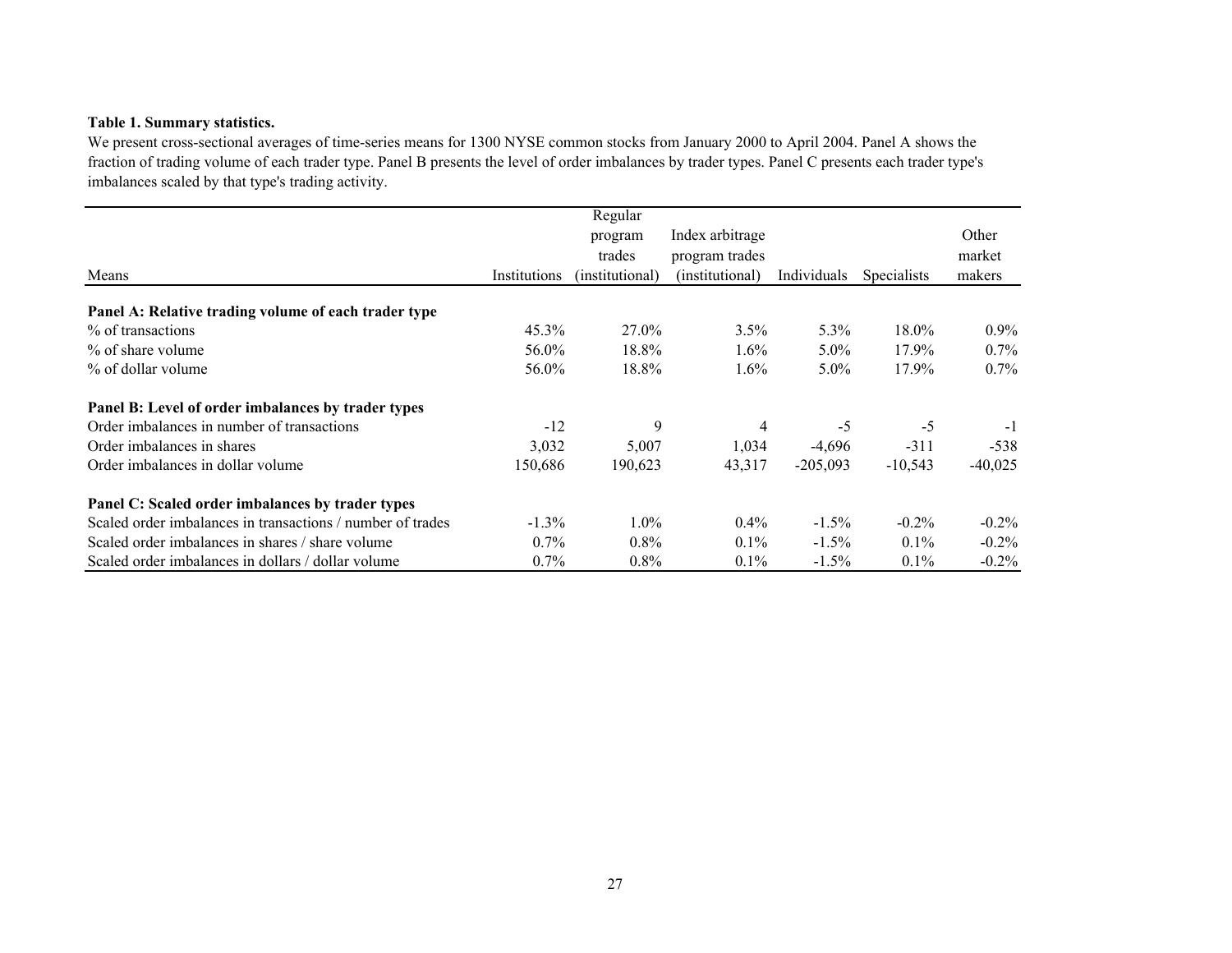**Table 1. Summary statistics.**

We present cross-sectional averages of time-series means for 1300 NYSE common stocks from January 2000 to April 2004. Panel A shows the fraction of trading volume of each trader type. Panel B presents the level of order imbalances by trader types. Panel C presents each trader type's imbalances scaled by that type's trading activity.

| Means | Institutions | Regular program trades (institutional) | Index arbitrage program trades (institutional) | Individuals | Specialists | Other market makers |
|---|---|---|---|---|---|---|
| **Panel A: Relative trading volume of each trader type** | | | | | | |
| % of transactions | 45.3% | 27.0% | 3.5% | 5.3% | 18.0% | 0.9% |
| % of share volume | 56.0% | 18.8% | 1.6% | 5.0% | 17.9% | 0.7% |
| % of dollar volume | 56.0% | 18.8% | 1.6% | 5.0% | 17.9% | 0.7% |
| **Panel B: Level of order imbalances by trader types** | | | | | | |
| Order imbalances in number of transactions | -12 | 9 | 4 | -5 | -5 | -1 |
| Order imbalances in shares | 3,032 | 5,007 | 1,034 | -4,696 | -311 | -538 |
| Order imbalances in dollar volume | 150,686 | 190,623 | 43,317 | -205,093 | -10,543 | -40,025 |
| **Panel C: Scaled order imbalances by trader types** | | | | | | |
| Scaled order imbalances in transactions / number of trades | -1.3% | 1.0% | 0.4% | -1.5% | -0.2% | -0.2% |
| Scaled order imbalances in shares / share volume | 0.7% | 0.8% | 0.1% | -1.5% | 0.1% | -0.2% |
| Scaled order imbalances in dollars / dollar volume | 0.7% | 0.8% | 0.1% | -1.5% | 0.1% | -0.2% |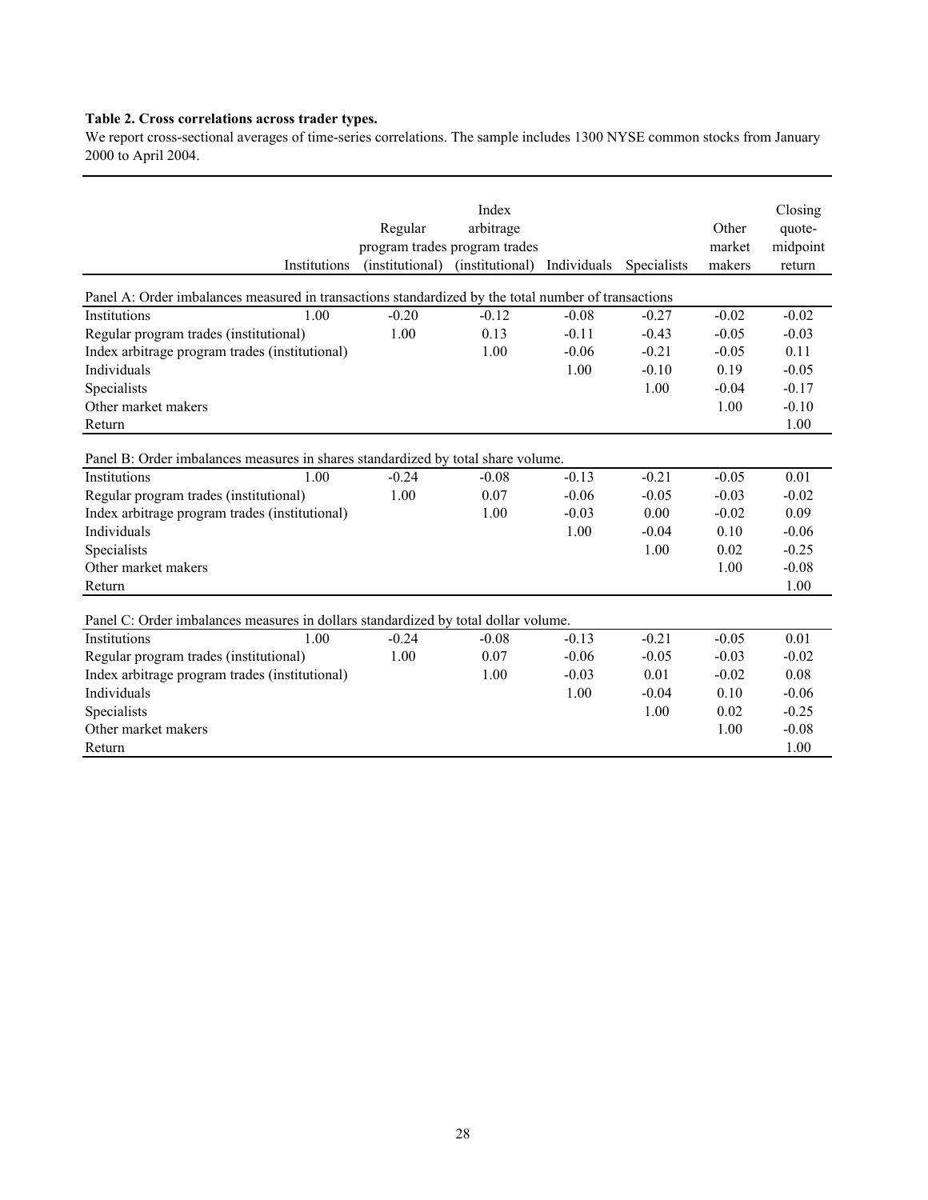**Table 2. Cross correlations across trader types.**

We report cross-sectional averages of time-series correlations. The sample includes 1300 NYSE common stocks from January 2000 to April 2004.

| | Institutions | Regular program trades (institutional) | Index arbitrage program trades (institutional) | Individuals | Specialists | Other market makers | Closing quote-midpoint return |
|---|---|---|---|---|---|---|---|
| **Panel A: Order imbalances measured in transactions standardized by the total number of transactions** | | | | | | | |
| Institutions | 1.00 | -0.20 | -0.12 | -0.08 | -0.27 | -0.02 | -0.02 |
| Regular program trades (institutional) | | 1.00 | 0.13 | -0.11 | -0.43 | -0.05 | -0.03 |
| Index arbitrage program trades (institutional) | | | 1.00 | -0.06 | -0.21 | -0.05 | 0.11 |
| Individuals | | | | 1.00 | -0.10 | 0.19 | -0.05 |
| Specialists | | | | | 1.00 | -0.04 | -0.17 |
| Other market makers | | | | | | 1.00 | -0.10 |
| Return | | | | | | | 1.00 |
| **Panel B: Order imbalances measures in shares standardized by total share volume.** | | | | | | | |
| Institutions | 1.00 | -0.24 | -0.08 | -0.13 | -0.21 | -0.05 | 0.01 |
| Regular program trades (institutional) | | 1.00 | 0.07 | -0.06 | -0.05 | -0.03 | -0.02 |
| Index arbitrage program trades (institutional) | | | 1.00 | -0.03 | 0.00 | -0.02 | 0.09 |
| Individuals | | | | 1.00 | -0.04 | 0.10 | -0.06 |
| Specialists | | | | | 1.00 | 0.02 | -0.25 |
| Other market makers | | | | | | 1.00 | -0.08 |
| Return | | | | | | | 1.00 |
| **Panel C: Order imbalances measures in dollars standardized by total dollar volume.** | | | | | | | |
| Institutions | 1.00 | -0.24 | -0.08 | -0.13 | -0.21 | -0.05 | 0.01 |
| Regular program trades (institutional) | | 1.00 | 0.07 | -0.06 | -0.05 | -0.03 | -0.02 |
| Index arbitrage program trades (institutional) | | | 1.00 | -0.03 | 0.01 | -0.02 | 0.08 |
| Individuals | | | | 1.00 | -0.04 | 0.10 | -0.06 |
| Specialists | | | | | 1.00 | 0.02 | -0.25 |
| Other market makers | | | | | | 1.00 | -0.08 |
| Return | | | | | | | 1.00 |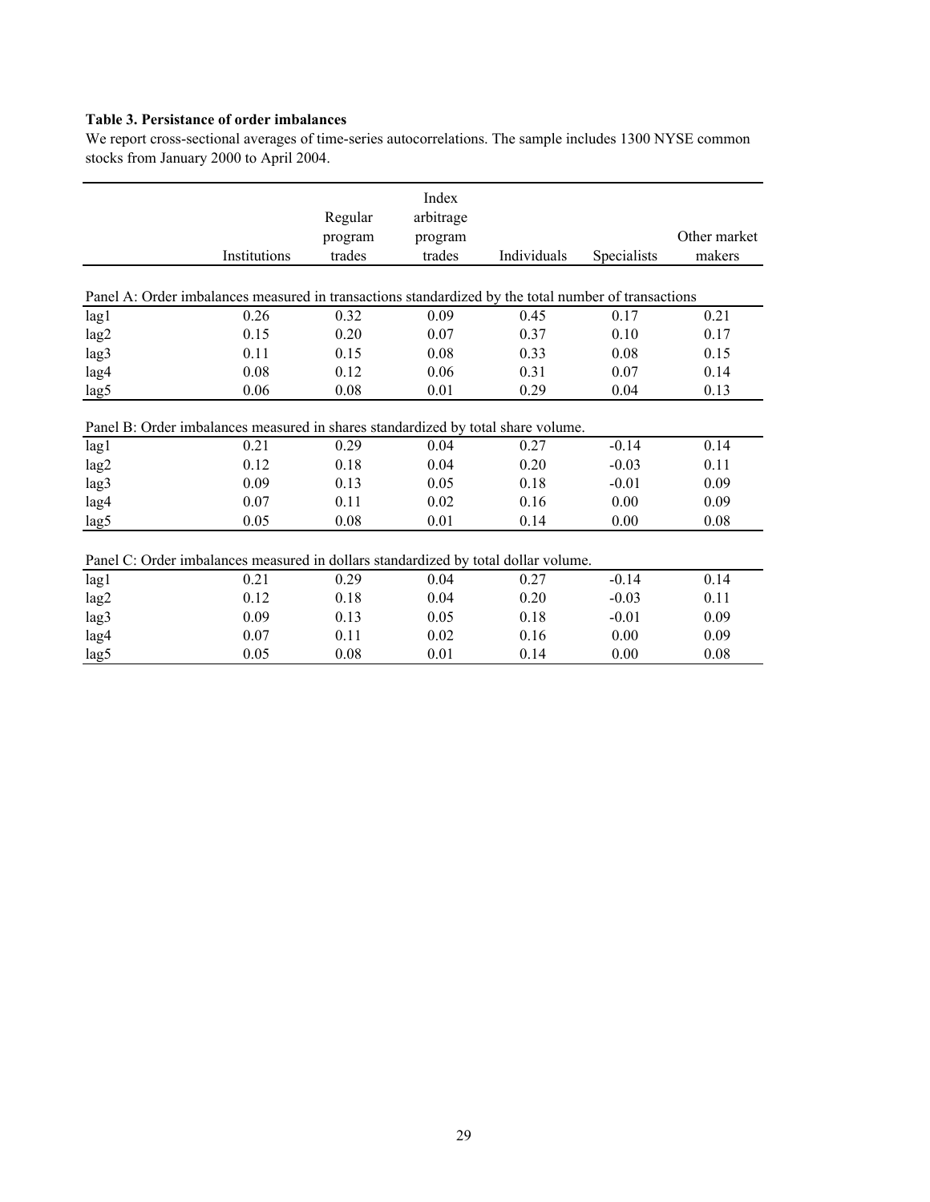**Table 3. Persistance of order imbalances**

We report cross-sectional averages of time-series autocorrelations. The sample includes 1300 NYSE common stocks from January 2000 to April 2004.

| | Institutions | Regular program trades | Index arbitrage program trades | Individuals | Specialists | Other market makers |
|---|---|---|---|---|---|---|
| Panel A: Order imbalances measured in transactions standardized by the total number of transactions | | | | | | |
| lag1 | 0.26 | 0.32 | 0.09 | 0.45 | 0.17 | 0.21 |
| lag2 | 0.15 | 0.20 | 0.07 | 0.37 | 0.10 | 0.17 |
| lag3 | 0.11 | 0.15 | 0.08 | 0.33 | 0.08 | 0.15 |
| lag4 | 0.08 | 0.12 | 0.06 | 0.31 | 0.07 | 0.14 |
| lag5 | 0.06 | 0.08 | 0.01 | 0.29 | 0.04 | 0.13 |
| Panel B: Order imbalances measured in shares standardized by total share volume. | | | | | | |
| lag1 | 0.21 | 0.29 | 0.04 | 0.27 | -0.14 | 0.14 |
| lag2 | 0.12 | 0.18 | 0.04 | 0.20 | -0.03 | 0.11 |
| lag3 | 0.09 | 0.13 | 0.05 | 0.18 | -0.01 | 0.09 |
| lag4 | 0.07 | 0.11 | 0.02 | 0.16 | 0.00 | 0.09 |
| lag5 | 0.05 | 0.08 | 0.01 | 0.14 | 0.00 | 0.08 |
| Panel C: Order imbalances measured in dollars standardized by total dollar volume. | | | | | | |
| lag1 | 0.21 | 0.29 | 0.04 | 0.27 | -0.14 | 0.14 |
| lag2 | 0.12 | 0.18 | 0.04 | 0.20 | -0.03 | 0.11 |
| lag3 | 0.09 | 0.13 | 0.05 | 0.18 | -0.01 | 0.09 |
| lag4 | 0.07 | 0.11 | 0.02 | 0.16 | 0.00 | 0.09 |
| lag5 | 0.05 | 0.08 | 0.01 | 0.14 | 0.00 | 0.08 |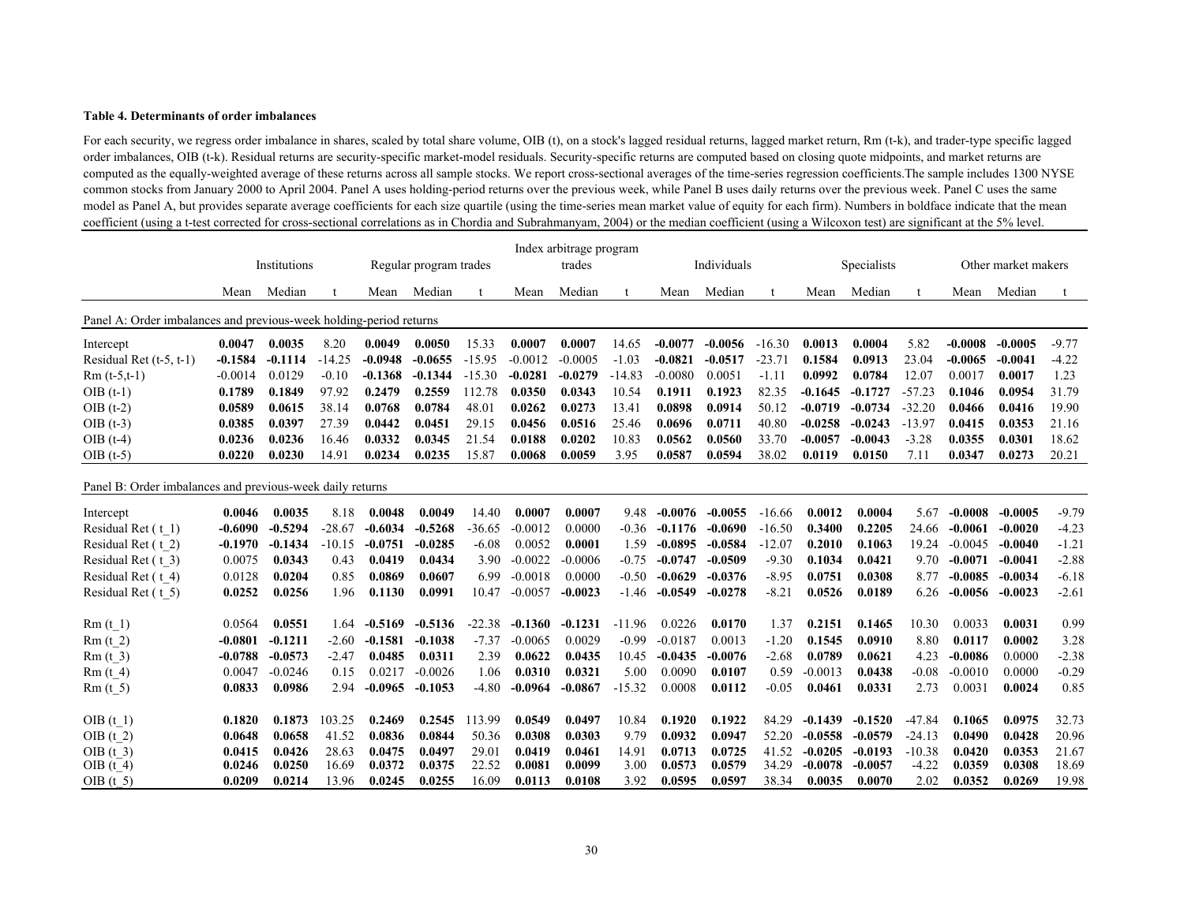**Table 4. Determinants of order imbalances**

For each security, we regress order imbalance in shares, scaled by total share volume, OIB (t), on a stock's lagged residual returns, lagged market return, Rm (t-k), and trader-type specific lagged order imbalances, OIB (t-k). Residual returns are security-specific market-model residuals. Security-specific returns are computed based on closing quote midpoints, and market returns are computed as the equally-weighted average of these returns across all sample stocks. We report cross-sectional averages of the time-series regression coefficients.The sample includes 1300 NYSE common stocks from January 2000 to April 2004. Panel A uses holding-period returns over the previous week, while Panel B uses daily returns over the previous week. Panel C uses the same model as Panel A, but provides separate average coefficients for each size quartile (using the time-series mean market value of equity for each firm). Numbers in boldface indicate that the mean coefficient (using a t-test corrected for cross-sectional correlations as in Chordia and Subrahmanyam, 2004) or the median coefficient (using a Wilcoxon test) are significant at the 5% level.

| | Institutions | | | Regular program trades | | | Index arbitrage program trades | | | Individuals | | | Specialists | | | Other market makers | | |
|---|---|---|---|---|---|---|---|---|---|---|---|---|---|---|---|---|---|---|
| | Mean | Median | t | Mean | Median | t | Mean | Median | t | Mean | Median | t | Mean | Median | t | Mean | Median | t |
| **Panel A: Order imbalances and previous-week holding-period returns** | | | | | | | | | | | | | | | | | | |
| Intercept | **0.0047** | **0.0035** | 8.20 | **0.0049** | **0.0050** | 15.33 | **0.0007** | **0.0007** | 14.65 | **-0.0077** | **-0.0056** | -16.30 | **0.0013** | **0.0004** | 5.82 | **-0.0008** | **-0.0005** | -9.77 |
| Residual Ret (t-5, t-1) | **-0.1584** | **-0.1114** | -14.25 | **-0.0948** | **-0.0655** | -15.95 | -0.0012 | -0.0005 | -1.03 | **-0.0821** | **-0.0517** | -23.71 | **0.1584** | **0.0913** | 23.04 | **-0.0065** | **-0.0041** | -4.22 |
| Rm (t-5,t-1) | -0.0014 | 0.0129 | -0.10 | **-0.1368** | **-0.1344** | -15.30 | **-0.0281** | **-0.0279** | -14.83 | -0.0080 | 0.0051 | -1.11 | **0.0992** | **0.0784** | 12.07 | 0.0017 | **0.0017** | 1.23 |
| OIB (t-1) | **0.1789** | **0.1849** | 97.92 | **0.2479** | **0.2559** | 112.78 | **0.0350** | **0.0343** | 10.54 | **0.1911** | **0.1923** | 82.35 | **-0.1645** | **-0.1727** | -57.23 | **0.1046** | **0.0954** | 31.79 |
| OIB (t-2) | **0.0589** | **0.0615** | 38.14 | **0.0768** | **0.0784** | 48.01 | **0.0262** | **0.0273** | 13.41 | **0.0898** | **0.0914** | 50.12 | **-0.0719** | **-0.0734** | -32.20 | **0.0466** | **0.0416** | 19.90 |
| OIB (t-3) | **0.0385** | **0.0397** | 27.39 | **0.0442** | **0.0451** | 29.15 | **0.0456** | **0.0516** | 25.46 | **0.0696** | **0.0711** | 40.80 | **-0.0258** | **-0.0243** | -13.97 | **0.0415** | **0.0353** | 21.16 |
| OIB (t-4) | **0.0236** | **0.0236** | 16.46 | **0.0332** | **0.0345** | 21.54 | **0.0188** | **0.0202** | 10.83 | **0.0562** | **0.0560** | 33.70 | **-0.0057** | **-0.0043** | -3.28 | **0.0355** | **0.0301** | 18.62 |
| OIB (t-5) | **0.0220** | **0.0230** | 14.91 | **0.0234** | **0.0235** | 15.87 | **0.0068** | **0.0059** | 3.95 | **0.0587** | **0.0594** | 38.02 | **0.0119** | **0.0150** | 7.11 | **0.0347** | **0.0273** | 20.21 |
| **Panel B: Order imbalances and previous-week daily returns** | | | | | | | | | | | | | | | | | | |
| Intercept | **0.0046** | **0.0035** | 8.18 | **0.0048** | **0.0049** | 14.40 | **0.0007** | **0.0007** | 9.48 | **-0.0076** | **-0.0055** | -16.66 | **0.0012** | **0.0004** | 5.67 | **-0.0008** | **-0.0005** | -9.79 |
| Residual Ret ( t_1) | **-0.6090** | **-0.5294** | -28.67 | **-0.6034** | **-0.5268** | -36.65 | -0.0012 | 0.0000 | -0.36 | **-0.1176** | **-0.0690** | -16.50 | **0.3400** | **0.2205** | 24.66 | **-0.0061** | **-0.0020** | -4.23 |
| Residual Ret ( t_2) | **-0.1970** | **-0.1434** | -10.15 | **-0.0751** | **-0.0285** | -6.08 | 0.0052 | **0.0001** | 1.59 | **-0.0895** | **-0.0584** | -12.07 | **0.2010** | **0.1063** | 19.24 | -0.0045 | **-0.0040** | -1.21 |
| Residual Ret ( t_3) | 0.0075 | **0.0343** | 0.43 | **0.0419** | **0.0434** | 3.90 | -0.0022 | -0.0006 | -0.75 | **-0.0747** | **-0.0509** | -9.30 | **0.1034** | **0.0421** | 9.70 | **-0.0071** | **-0.0041** | -2.88 |
| Residual Ret ( t_4) | 0.0128 | **0.0204** | 0.85 | **0.0869** | **0.0607** | 6.99 | -0.0018 | 0.0000 | -0.50 | **-0.0629** | **-0.0376** | -8.95 | **0.0751** | **0.0308** | 8.77 | **-0.0085** | **-0.0034** | -6.18 |
| Residual Ret ( t_5) | **0.0252** | **0.0256** | 1.96 | **0.1130** | **0.0991** | 10.47 | -0.0057 | **-0.0023** | -1.46 | **-0.0549** | **-0.0278** | -8.21 | **0.0526** | **0.0189** | 6.26 | **-0.0056** | **-0.0023** | -2.61 |
| Rm (t_1) | 0.0564 | **0.0551** | 1.64 | **-0.5169** | **-0.5136** | -22.38 | **-0.1360** | **-0.1231** | -11.96 | 0.0226 | **0.0170** | 1.37 | **0.2151** | **0.1465** | 10.30 | 0.0033 | **0.0031** | 0.99 |
| Rm (t_2) | **-0.0801** | **-0.1211** | -2.60 | **-0.1581** | **-0.1038** | -7.37 | -0.0065 | 0.0029 | -0.99 | -0.0187 | 0.0013 | -1.20 | **0.1545** | **0.0910** | 8.80 | **0.0117** | **0.0002** | 3.28 |
| Rm (t_3) | **-0.0788** | **-0.0573** | -2.47 | **0.0485** | **0.0311** | 2.39 | **0.0622** | **0.0435** | 10.45 | **-0.0435** | **-0.0076** | -2.68 | **0.0789** | **0.0621** | 4.23 | **-0.0086** | 0.0000 | -2.38 |
| Rm (t_4) | 0.0047 | -0.0246 | 0.15 | 0.0217 | -0.0026 | 1.06 | **0.0310** | **0.0321** | 5.00 | 0.0090 | **0.0107** | 0.59 | -0.0013 | **0.0438** | -0.08 | -0.0010 | 0.0000 | -0.29 |
| Rm (t_5) | **0.0833** | **0.0986** | 2.94 | **-0.0965** | **-0.1053** | -4.80 | **-0.0964** | **-0.0867** | -15.32 | 0.0008 | **0.0112** | -0.05 | **0.0461** | **0.0331** | 2.73 | 0.0031 | **0.0024** | 0.85 |
| OIB (t_1) | **0.1820** | **0.1873** | 103.25 | **0.2469** | **0.2545** | 113.99 | **0.0549** | **0.0497** | 10.84 | **0.1920** | **0.1922** | 84.29 | **-0.1439** | **-0.1520** | -47.84 | **0.1065** | **0.0975** | 32.73 |
| OIB (t_2) | **0.0648** | **0.0658** | 41.52 | **0.0836** | **0.0844** | 50.36 | **0.0308** | **0.0303** | 9.79 | **0.0932** | **0.0947** | 52.20 | **-0.0558** | **-0.0579** | -24.13 | **0.0490** | **0.0428** | 20.96 |
| OIB (t_3) | **0.0415** | **0.0426** | 28.63 | **0.0475** | **0.0497** | 29.01 | **0.0419** | **0.0461** | 14.91 | **0.0713** | **0.0725** | 41.52 | **-0.0205** | **-0.0193** | -10.38 | **0.0420** | **0.0353** | 21.67 |
| OIB (t_4) | **0.0246** | **0.0250** | 16.69 | **0.0372** | **0.0375** | 22.52 | **0.0081** | **0.0099** | 3.00 | **0.0573** | **0.0579** | 34.29 | **-0.0078** | **-0.0057** | -4.22 | **0.0359** | **0.0308** | 18.69 |
| OIB (t_5) | **0.0209** | **0.0214** | 13.96 | **0.0245** | **0.0255** | 16.09 | **0.0113** | **0.0108** | 3.92 | **0.0595** | **0.0597** | 38.34 | **0.0035** | **0.0070** | 2.02 | **0.0352** | **0.0269** | 19.98 |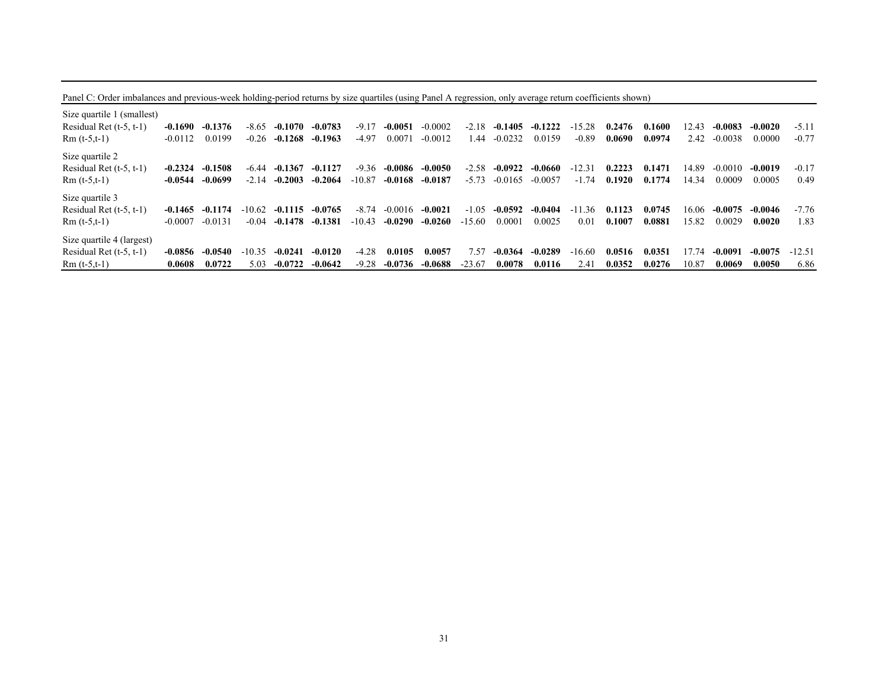Panel C: Order imbalances and previous-week holding-period returns by size quartiles (using Panel A regression, only average return coefficients shown)

| | | | | | | | | | | | | | | | | | | |
|---|---|---|---|---|---|---|---|---|---|---|---|---|---|---|---|---|---|---|
| Size quartile 1 (smallest) | | | | | | | | | | | | | | | | | | |
| Residual Ret (t-5, t-1) | **-0.1690** | **-0.1376** | -8.65 | **-0.1070** | **-0.0783** | -9.17 | **-0.0051** | -0.0002 | -2.18 | **-0.1405** | **-0.1222** | -15.28 | **0.2476** | **0.1600** | 12.43 | **-0.0083** | **-0.0020** | -5.11 |
| Rm (t-5,t-1) | -0.0112 | 0.0199 | -0.26 | **-0.1268** | **-0.1963** | -4.97 | 0.0071 | -0.0012 | 1.44 | -0.0232 | 0.0159 | -0.89 | **0.0690** | **0.0974** | 2.42 | -0.0038 | 0.0000 | -0.77 |
| Size quartile 2 | | | | | | | | | | | | | | | | | | |
| Residual Ret (t-5, t-1) | **-0.2324** | **-0.1508** | -6.44 | **-0.1367** | **-0.1127** | -9.36 | **-0.0086** | **-0.0050** | -2.58 | **-0.0922** | **-0.0660** | -12.31 | **0.2223** | **0.1471** | 14.89 | -0.0010 | **-0.0019** | -0.17 |
| Rm (t-5,t-1) | **-0.0544** | **-0.0699** | -2.14 | **-0.2003** | **-0.2064** | -10.87 | **-0.0168** | **-0.0187** | -5.73 | -0.0165 | -0.0057 | -1.74 | **0.1920** | **0.1774** | 14.34 | 0.0009 | 0.0005 | 0.49 |
| Size quartile 3 | | | | | | | | | | | | | | | | | | |
| Residual Ret (t-5, t-1) | **-0.1465** | **-0.1174** | -10.62 | **-0.1115** | **-0.0765** | -8.74 | -0.0016 | **-0.0021** | -1.05 | **-0.0592** | **-0.0404** | -11.36 | **0.1123** | **0.0745** | 16.06 | **-0.0075** | **-0.0046** | -7.76 |
| Rm (t-5,t-1) | -0.0007 | -0.0131 | -0.04 | **-0.1478** | **-0.1381** | -10.43 | **-0.0290** | **-0.0260** | -15.60 | 0.0001 | 0.0025 | 0.01 | **0.1007** | **0.0881** | 15.82 | 0.0029 | **0.0020** | 1.83 |
| Size quartile 4 (largest) | | | | | | | | | | | | | | | | | | |
| Residual Ret (t-5, t-1) | **-0.0856** | **-0.0540** | -10.35 | **-0.0241** | **-0.0120** | -4.28 | **0.0105** | **0.0057** | 7.57 | **-0.0364** | **-0.0289** | -16.60 | **0.0516** | **0.0351** | 17.74 | **-0.0091** | **-0.0075** | -12.51 |
| Rm (t-5,t-1) | **0.0608** | **0.0722** | 5.03 | **-0.0722** | **-0.0642** | -9.28 | **-0.0736** | **-0.0688** | -23.67 | **0.0078** | **0.0116** | 2.41 | **0.0352** | **0.0276** | 10.87 | **0.0069** | **0.0050** | 6.86 |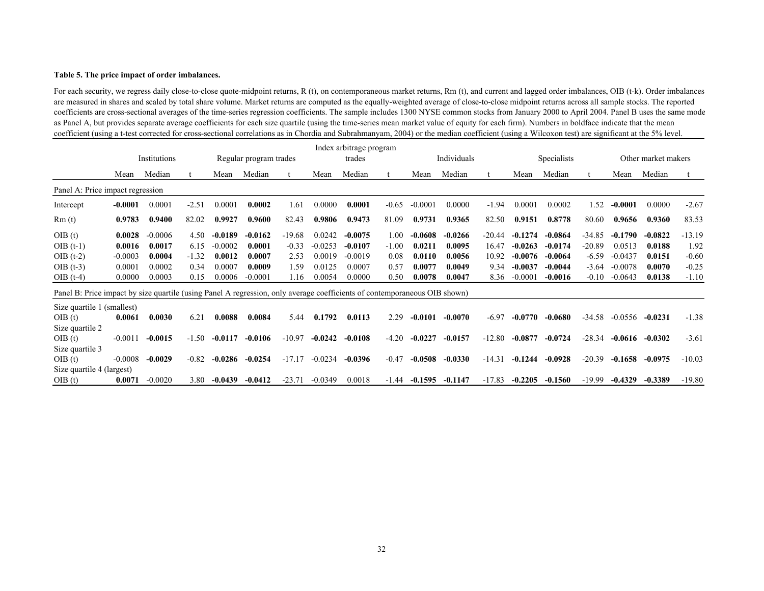**Table 5. The price impact of order imbalances.**

For each security, we regress daily close-to-close quote-midpoint returns, R (t), on contemporaneous market returns, Rm (t), and current and lagged order imbalances, OIB (t-k). Order imbalances are measured in shares and scaled by total share volume. Market returns are computed as the equally-weighted average of close-to-close midpoint returns across all sample stocks. The reported coefficients are cross-sectional averages of the time-series regression coefficients. The sample includes 1300 NYSE common stocks from January 2000 to April 2004. Panel B uses the same mode as Panel A, but provides separate average coefficients for each size quartile (using the time-series mean market value of equity for each firm). Numbers in boldface indicate that the mean coefficient (using a t-test corrected for cross-sectional correlations as in Chordia and Subrahmanyam, 2004) or the median coefficient (using a Wilcoxon test) are significant at the 5% level.

| | Institutions | | | Regular program trades | | | Index arbitrage program trades | | | Individuals | | | Specialists | | | Other market makers | | |
|---|---|---|---|---|---|---|---|---|---|---|---|---|---|---|---|---|---|---|
| | Mean | Median | t | Mean | Median | t | Mean | Median | t | Mean | Median | t | Mean | Median | t | Mean | Median | t |
| **Panel A: Price impact regression** | | | | | | | | | | | | | | | | | | |
| Intercept | **-0.0001** | 0.0001 | -2.51 | 0.0001 | **0.0002** | 1.61 | 0.0000 | **0.0001** | -0.65 | -0.0001 | 0.0000 | -1.94 | 0.0001 | 0.0002 | 1.52 | **-0.0001** | 0.0000 | -2.67 |
| Rm (t) | **0.9783** | **0.9400** | 82.02 | **0.9927** | **0.9600** | 82.43 | **0.9806** | **0.9473** | 81.09 | **0.9731** | **0.9365** | 82.50 | **0.9151** | **0.8778** | 80.60 | **0.9656** | **0.9360** | 83.53 |
| OIB (t) | **0.0028** | -0.0006 | 4.50 | **-0.0189** | **-0.0162** | -19.68 | 0.0242 | **-0.0075** | 1.00 | **-0.0608** | **-0.0266** | -20.44 | **-0.1274** | **-0.0864** | -34.85 | **-0.1790** | **-0.0822** | -13.19 |
| OIB (t-1) | **0.0016** | **0.0017** | 6.15 | -0.0002 | **0.0001** | -0.33 | -0.0253 | **-0.0107** | -1.00 | **0.0211** | **0.0095** | 16.47 | **-0.0263** | **-0.0174** | -20.89 | 0.0513 | **0.0188** | 1.92 |
| OIB (t-2) | -0.0003 | **0.0004** | -1.32 | **0.0012** | **0.0007** | 2.53 | 0.0019 | -0.0019 | 0.08 | **0.0110** | **0.0056** | 10.92 | **-0.0076** | **-0.0064** | -6.59 | -0.0437 | **0.0151** | -0.60 |
| OIB (t-3) | 0.0001 | 0.0002 | 0.34 | 0.0007 | **0.0009** | 1.59 | 0.0125 | 0.0007 | 0.57 | **0.0077** | **0.0049** | 9.34 | **-0.0037** | **-0.0044** | -3.64 | -0.0078 | **0.0070** | -0.25 |
| OIB (t-4) | 0.0000 | 0.0003 | 0.15 | 0.0006 | -0.0001 | 1.16 | 0.0054 | 0.0000 | 0.50 | **0.0078** | **0.0047** | 8.36 | -0.0001 | **-0.0016** | -0.10 | -0.0643 | **0.0138** | -1.10 |
| **Panel B: Price impact by size quartile (using Panel A regression, only average coefficients of contemporaneous OIB shown)** | | | | | | | | | | | | | | | | | | |
| Size quartile 1 (smallest) | | | | | | | | | | | | | | | | | | |
| OIB (t) | **0.0061** | **0.0030** | 6.21 | **0.0088** | **0.0084** | 5.44 | **0.1792** | **0.0113** | 2.29 | **-0.0101** | **-0.0070** | -6.97 | **-0.0770** | **-0.0680** | -34.58 | -0.0556 | **-0.0231** | -1.38 |
| Size quartile 2 | | | | | | | | | | | | | | | | | | |
| OIB (t) | -0.0011 | **-0.0015** | -1.50 | **-0.0117** | **-0.0106** | -10.97 | **-0.0242** | **-0.0108** | -4.20 | **-0.0227** | **-0.0157** | -12.80 | **-0.0877** | **-0.0724** | -28.34 | **-0.0616** | **-0.0302** | -3.61 |
| Size quartile 3 | | | | | | | | | | | | | | | | | | |
| OIB (t) | -0.0008 | **-0.0029** | -0.82 | **-0.0286** | **-0.0254** | -17.17 | -0.0234 | **-0.0396** | -0.47 | **-0.0508** | **-0.0330** | -14.31 | **-0.1244** | **-0.0928** | -20.39 | **-0.1658** | **-0.0975** | -10.03 |
| Size quartile 4 (largest) | | | | | | | | | | | | | | | | | | |
| OIB (t) | **0.0071** | -0.0020 | 3.80 | **-0.0439** | **-0.0412** | -23.71 | -0.0349 | 0.0018 | -1.44 | **-0.1595** | **-0.1147** | -17.83 | **-0.2205** | **-0.1560** | -19.99 | **-0.4329** | **-0.3389** | -19.80 |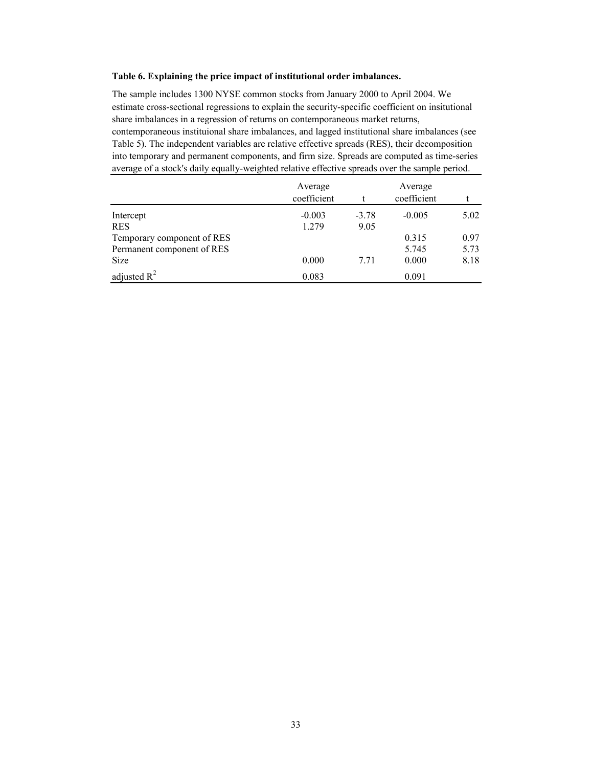**Table 6. Explaining the price impact of institutional order imbalances.**

The sample includes 1300 NYSE common stocks from January 2000 to April 2004. We estimate cross-sectional regressions to explain the security-specific coefficient on insitutional share imbalances in a regression of returns on contemporaneous market returns, contemporaneous instituional share imbalances, and lagged institutional share imbalances (see Table 5). The independent variables are relative effective spreads (RES), their decomposition into temporary and permanent components, and firm size. Spreads are computed as time-series average of a stock's daily equally-weighted relative effective spreads over the sample period.

| | Average coefficient | t | Average coefficient | t |
|---|---|---|---|---|
| Intercept | -0.003 | -3.78 | -0.005 | 5.02 |
| RES | 1.279 | 9.05 | | |
| Temporary component of RES | | | 0.315 | 0.97 |
| Permanent component of RES | | | 5.745 | 5.73 |
| Size | 0.000 | 7.71 | 0.000 | 8.18 |
| adjusted $R^2$ | 0.083 | | 0.091 | |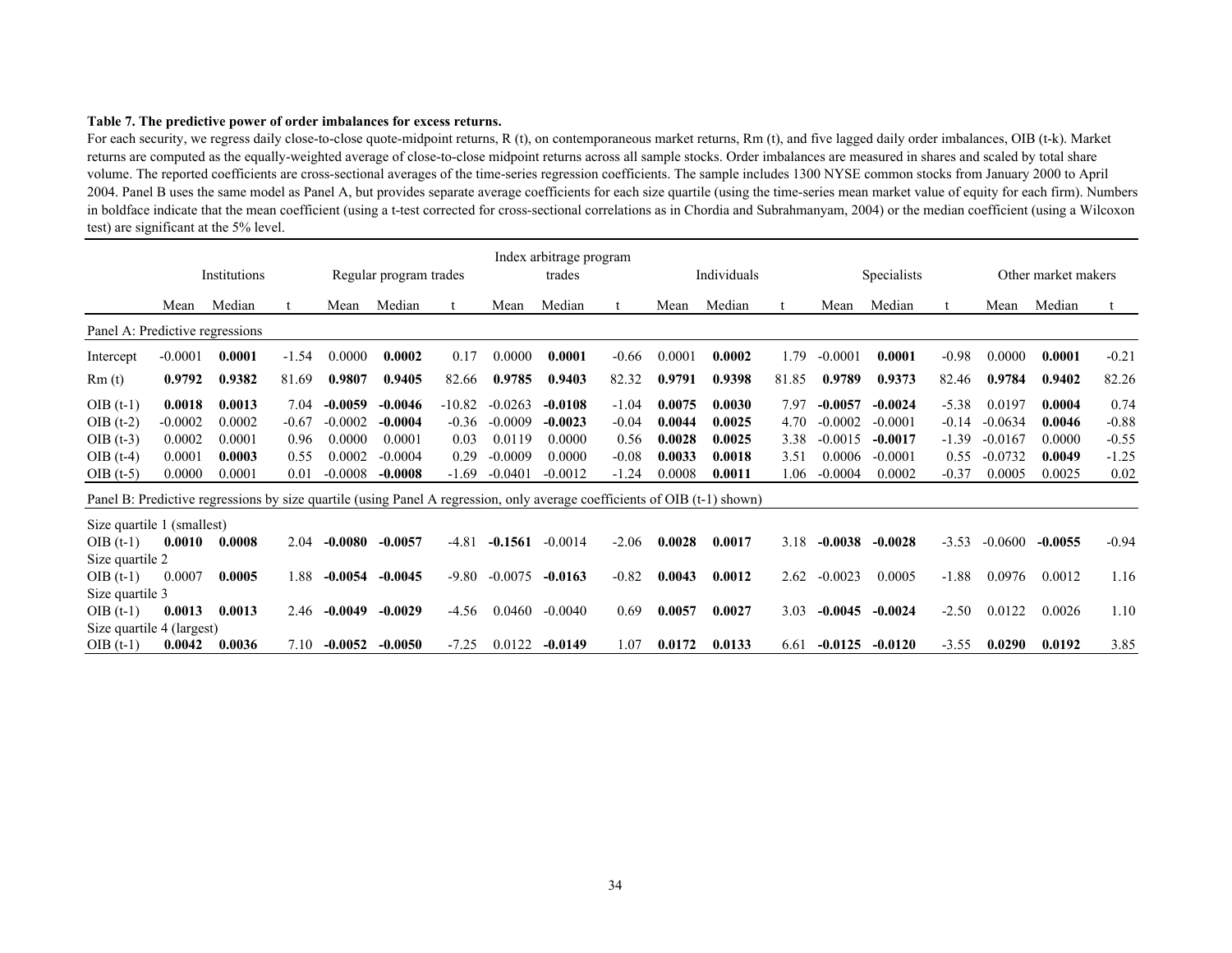**Table 7. The predictive power of order imbalances for excess returns.**

For each security, we regress daily close-to-close quote-midpoint returns, R (t), on contemporaneous market returns, Rm (t), and five lagged daily order imbalances, OIB (t-k). Market returns are computed as the equally-weighted average of close-to-close midpoint returns across all sample stocks. Order imbalances are measured in shares and scaled by total share volume. The reported coefficients are cross-sectional averages of the time-series regression coefficients. The sample includes 1300 NYSE common stocks from January 2000 to April 2004. Panel B uses the same model as Panel A, but provides separate average coefficients for each size quartile (using the time-series mean market value of equity for each firm). Numbers in boldface indicate that the mean coefficient (using a t-test corrected for cross-sectional correlations as in Chordia and Subrahmanyam, 2004) or the median coefficient (using a Wilcoxon test) are significant at the 5% level.

| | Institutions | | | Regular program trades | | | Index arbitrage program trades | | | Individuals | | | Specialists | | | Other market makers | | |
|---|---|---|---|---|---|---|---|---|---|---|---|---|---|---|---|---|---|---|
| | Mean | Median | t | Mean | Median | t | Mean | Median | t | Mean | Median | t | Mean | Median | t | Mean | Median | t |
| Panel A: Predictive regressions | | | | | | | | | | | | | | | | | | |
| Intercept | -0.0001 | **0.0001** | -1.54 | 0.0000 | **0.0002** | 0.17 | 0.0000 | **0.0001** | -0.66 | 0.0001 | **0.0002** | 1.79 | -0.0001 | **0.0001** | -0.98 | 0.0000 | **0.0001** | -0.21 |
| Rm (t) | **0.9792** | **0.9382** | 81.69 | **0.9807** | **0.9405** | 82.66 | **0.9785** | **0.9403** | 82.32 | **0.9791** | **0.9398** | 81.85 | **0.9789** | **0.9373** | 82.46 | **0.9784** | **0.9402** | 82.26 |
| OIB (t-1) | **0.0018** | **0.0013** | 7.04 | **-0.0059** | **-0.0046** | -10.82 | -0.0263 | **-0.0108** | -1.04 | **0.0075** | **0.0030** | 7.97 | **-0.0057** | **-0.0024** | -5.38 | 0.0197 | **0.0004** | 0.74 |
| OIB (t-2) | -0.0002 | 0.0002 | -0.67 | -0.0002 | **-0.0004** | -0.36 | -0.0009 | **-0.0023** | -0.04 | **0.0044** | **0.0025** | 4.70 | -0.0002 | -0.0001 | -0.14 | -0.0634 | **0.0046** | -0.88 |
| OIB (t-3) | 0.0002 | 0.0001 | 0.96 | 0.0000 | 0.0001 | 0.03 | 0.0119 | 0.0000 | 0.56 | **0.0028** | **0.0025** | 3.38 | -0.0015 | **-0.0017** | -1.39 | -0.0167 | 0.0000 | -0.55 |
| OIB (t-4) | 0.0001 | **0.0003** | 0.55 | 0.0002 | -0.0004 | 0.29 | -0.0009 | 0.0000 | -0.08 | **0.0033** | **0.0018** | 3.51 | 0.0006 | -0.0001 | 0.55 | -0.0732 | **0.0049** | -1.25 |
| OIB (t-5) | 0.0000 | 0.0001 | 0.01 | -0.0008 | **-0.0008** | -1.69 | -0.0401 | -0.0012 | -1.24 | 0.0008 | **0.0011** | 1.06 | -0.0004 | 0.0002 | -0.37 | 0.0005 | 0.0025 | 0.02 |
| Panel B: Predictive regressions by size quartile (using Panel A regression, only average coefficients of OIB (t-1) shown) | | | | | | | | | | | | | | | | | | |
| Size quartile 1 (smallest) | | | | | | | | | | | | | | | | | | |
| OIB (t-1) | **0.0010** | **0.0008** | 2.04 | **-0.0080** | **-0.0057** | -4.81 | **-0.1561** | -0.0014 | -2.06 | **0.0028** | **0.0017** | 3.18 | **-0.0038** | **-0.0028** | -3.53 | -0.0600 | **-0.0055** | -0.94 |
| Size quartile 2 | | | | | | | | | | | | | | | | | | |
| OIB (t-1) | 0.0007 | **0.0005** | 1.88 | **-0.0054** | **-0.0045** | -9.80 | -0.0075 | **-0.0163** | -0.82 | **0.0043** | **0.0012** | 2.62 | -0.0023 | 0.0005 | -1.88 | 0.0976 | 0.0012 | 1.16 |
| Size quartile 3 | | | | | | | | | | | | | | | | | | |
| OIB (t-1) | **0.0013** | **0.0013** | 2.46 | **-0.0049** | **-0.0029** | -4.56 | 0.0460 | -0.0040 | 0.69 | **0.0057** | **0.0027** | 3.03 | **-0.0045** | **-0.0024** | -2.50 | 0.0122 | 0.0026 | 1.10 |
| Size quartile 4 (largest) | | | | | | | | | | | | | | | | | | |
| OIB (t-1) | **0.0042** | **0.0036** | 7.10 | **-0.0052** | **-0.0050** | -7.25 | 0.0122 | **-0.0149** | 1.07 | **0.0172** | **0.0133** | 6.61 | **-0.0125** | **-0.0120** | -3.55 | **0.0290** | **0.0192** | 3.85 |